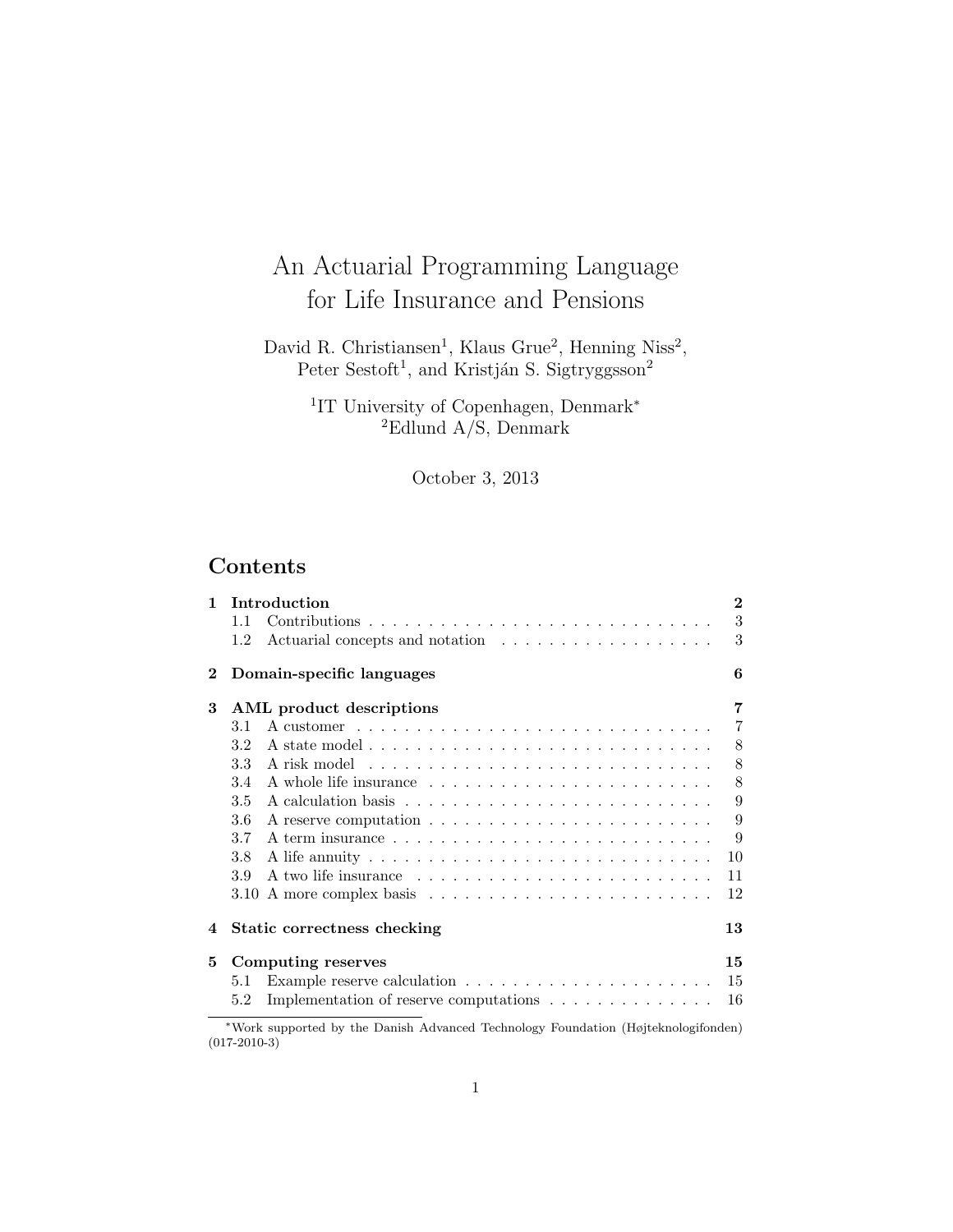# An Actuarial Programming Language for Life Insurance and Pensions

David R. Christiansen[1], Klaus Grue[2], Henning Niss[2], Peter Sestoft[1], and Kristján S. Sigtryggsson[2]

[1]IT University of Copenhagen, Denmark[*]
[2]Edlund A/S, Denmark

October 3, 2013

## Contents

| | | |
|---|---|---|
| **1** | **Introduction** | **2** |
| 1.1 | Contributions | 3 |
| 1.2 | Actuarial concepts and notation | 3 |
| **2** | **Domain-specific languages** | **6** |
| **3** | **AML product descriptions** | **7** |
| 3.1 | A customer | 7 |
| 3.2 | A state model | 8 |
| 3.3 | A risk model | 8 |
| 3.4 | A whole life insurance | 8 |
| 3.5 | A calculation basis | 9 |
| 3.6 | A reserve computation | 9 |
| 3.7 | A term insurance | 9 |
| 3.8 | A life annuity | 10 |
| 3.9 | A two life insurance | 11 |
| 3.10 | A more complex basis | 12 |
| **4** | **Static correctness checking** | **13** |
| **5** | **Computing reserves** | **15** |
| 5.1 | Example reserve calculation | 15 |
| 5.2 | Implementation of reserve computations | 16 |

[*]Work supported by the Danish Advanced Technology Foundation (Højteknologifonden) (017-2010-3)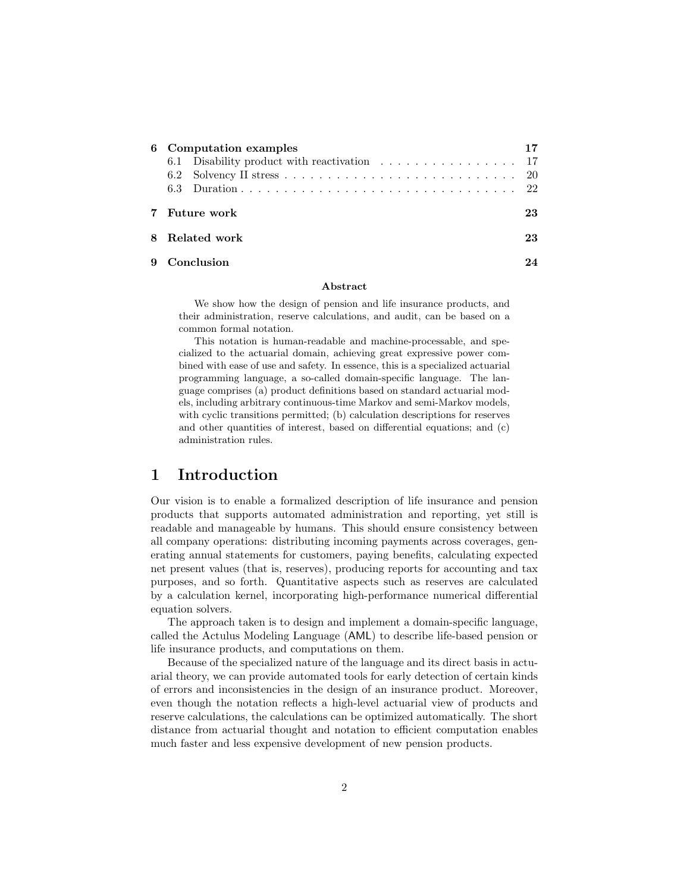| | | |
|---|---|---|
| **6** | **Computation examples** | **17** |
| | 6.1 Disability product with reactivation | 17 |
| | 6.2 Solvency II stress | 20 |
| | 6.3 Duration | 22 |
| **7** | **Future work** | **23** |
| **8** | **Related work** | **23** |
| **9** | **Conclusion** | **24** |

**Abstract**

We show how the design of pension and life insurance products, and their administration, reserve calculations, and audit, can be based on a common formal notation.

This notation is human-readable and machine-processable, and specialized to the actuarial domain, achieving great expressive power combined with ease of use and safety. In essence, this is a specialized actuarial programming language, a so-called domain-specific language. The language comprises (a) product definitions based on standard actuarial models, including arbitrary continuous-time Markov and semi-Markov models, with cyclic transitions permitted; (b) calculation descriptions for reserves and other quantities of interest, based on differential equations; and (c) administration rules.

# 1 Introduction

Our vision is to enable a formalized description of life insurance and pension products that supports automated administration and reporting, yet still is readable and manageable by humans. This should ensure consistency between all company operations: distributing incoming payments across coverages, generating annual statements for customers, paying benefits, calculating expected net present values (that is, reserves), producing reports for accounting and tax purposes, and so forth. Quantitative aspects such as reserves are calculated by a calculation kernel, incorporating high-performance numerical differential equation solvers.

The approach taken is to design and implement a domain-specific language, called the Actulus Modeling Language (AML) to describe life-based pension or life insurance products, and computations on them.

Because of the specialized nature of the language and its direct basis in actuarial theory, we can provide automated tools for early detection of certain kinds of errors and inconsistencies in the design of an insurance product. Moreover, even though the notation reflects a high-level actuarial view of products and reserve calculations, the calculations can be optimized automatically. The short distance from actuarial thought and notation to efficient computation enables much faster and less expensive development of new pension products.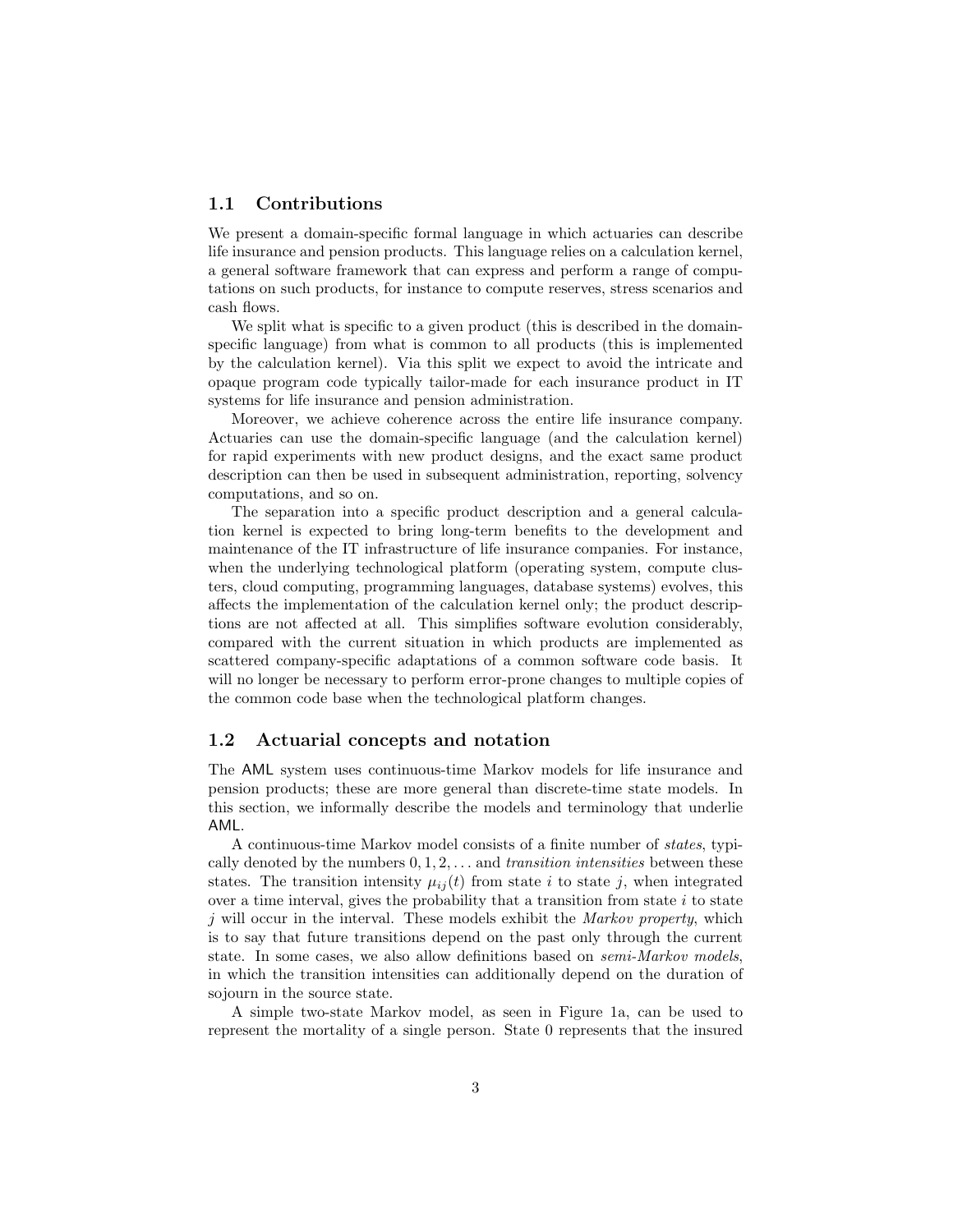## 1.1 Contributions

We present a domain-specific formal language in which actuaries can describe life insurance and pension products. This language relies on a calculation kernel, a general software framework that can express and perform a range of computations on such products, for instance to compute reserves, stress scenarios and cash flows.

We split what is specific to a given product (this is described in the domain-specific language) from what is common to all products (this is implemented by the calculation kernel). Via this split we expect to avoid the intricate and opaque program code typically tailor-made for each insurance product in IT systems for life insurance and pension administration.

Moreover, we achieve coherence across the entire life insurance company. Actuaries can use the domain-specific language (and the calculation kernel) for rapid experiments with new product designs, and the exact same product description can then be used in subsequent administration, reporting, solvency computations, and so on.

The separation into a specific product description and a general calculation kernel is expected to bring long-term benefits to the development and maintenance of the IT infrastructure of life insurance companies. For instance, when the underlying technological platform (operating system, compute clusters, cloud computing, programming languages, database systems) evolves, this affects the implementation of the calculation kernel only; the product descriptions are not affected at all. This simplifies software evolution considerably, compared with the current situation in which products are implemented as scattered company-specific adaptations of a common software code basis. It will no longer be necessary to perform error-prone changes to multiple copies of the common code base when the technological platform changes.

## 1.2 Actuarial concepts and notation

The AML system uses continuous-time Markov models for life insurance and pension products; these are more general than discrete-time state models. In this section, we informally describe the models and terminology that underlie AML.

A continuous-time Markov model consists of a finite number of *states*, typically denoted by the numbers $0, 1, 2, \ldots$ and *transition intensities* between these states. The transition intensity $\mu_{ij}(t)$ from state $i$ to state $j$, when integrated over a time interval, gives the probability that a transition from state $i$ to state $j$ will occur in the interval. These models exhibit the *Markov property*, which is to say that future transitions depend on the past only through the current state. In some cases, we also allow definitions based on *semi-Markov models*, in which the transition intensities can additionally depend on the duration of sojourn in the source state.

A simple two-state Markov model, as seen in Figure 1a, can be used to represent the mortality of a single person. State 0 represents that the insured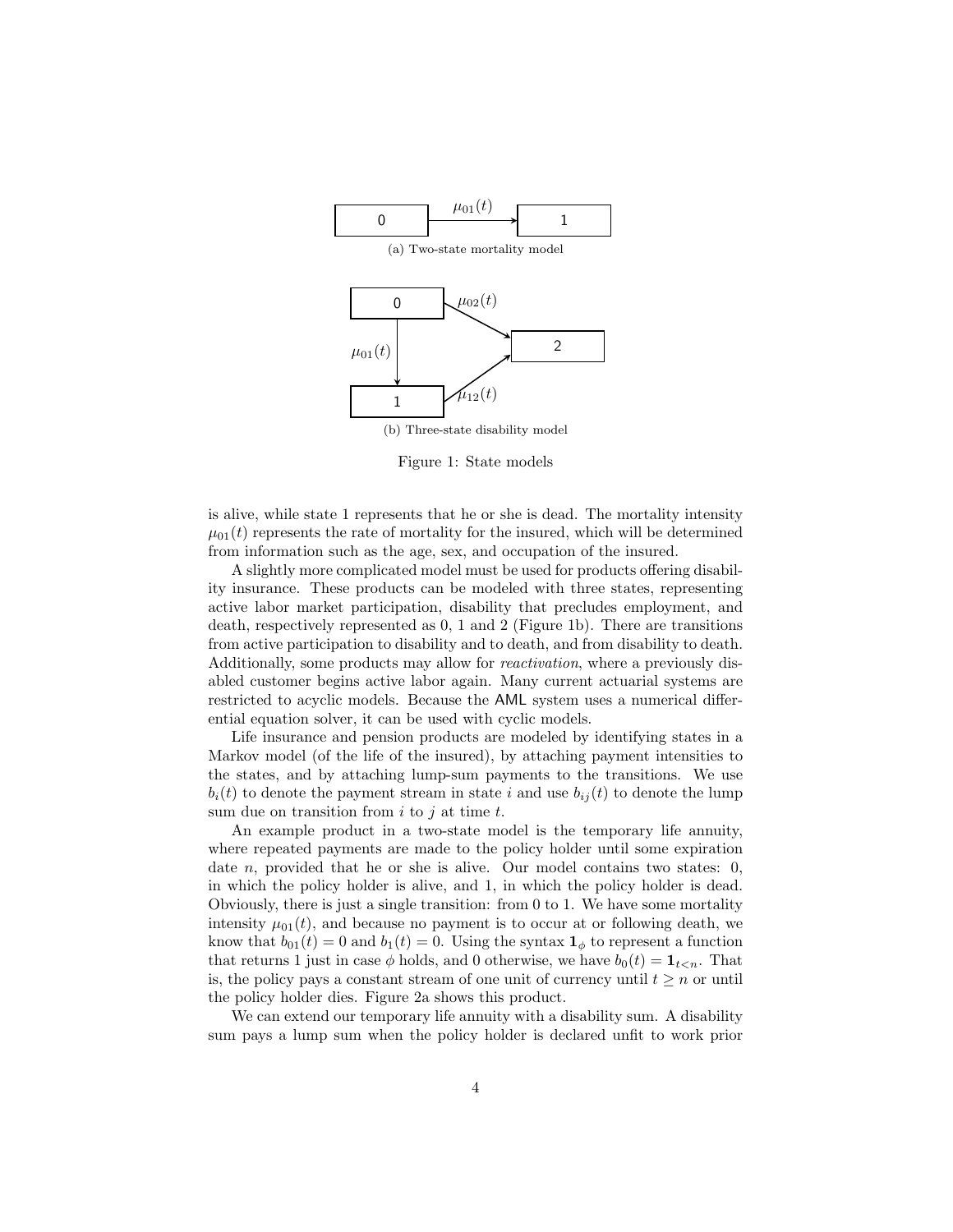(a) Two-state mortality model

(b) Three-state disability model

Figure 1: State models

is alive, while state 1 represents that he or she is dead. The mortality intensity $\mu_{01}(t)$ represents the rate of mortality for the insured, which will be determined from information such as the age, sex, and occupation of the insured.

A slightly more complicated model must be used for products offering disability insurance. These products can be modeled with three states, representing active labor market participation, disability that precludes employment, and death, respectively represented as 0, 1 and 2 (Figure 1b). There are transitions from active participation to disability and to death, and from disability to death. Additionally, some products may allow for *reactivation*, where a previously disabled customer begins active labor again. Many current actuarial systems are restricted to acyclic models. Because the AML system uses a numerical differential equation solver, it can be used with cyclic models.

Life insurance and pension products are modeled by identifying states in a Markov model (of the life of the insured), by attaching payment intensities to the states, and by attaching lump-sum payments to the transitions. We use $b_i(t)$ to denote the payment stream in state $i$ and use $b_{ij}(t)$ to denote the lump sum due on transition from $i$ to $j$ at time $t$.

An example product in a two-state model is the temporary life annuity, where repeated payments are made to the policy holder until some expiration date $n$, provided that he or she is alive. Our model contains two states: 0, in which the policy holder is alive, and 1, in which the policy holder is dead. Obviously, there is just a single transition: from 0 to 1. We have some mortality intensity $\mu_{01}(t)$, and because no payment is to occur at or following death, we know that $b_{01}(t) = 0$ and $b_1(t) = 0$. Using the syntax $\mathbf{1}_\phi$ to represent a function that returns 1 just in case $\phi$ holds, and 0 otherwise, we have $b_0(t) = \mathbf{1}_{t<n}$. That is, the policy pays a constant stream of one unit of currency until $t \geq n$ or until the policy holder dies. Figure 2a shows this product.

We can extend our temporary life annuity with a disability sum. A disability sum pays a lump sum when the policy holder is declared unfit to work prior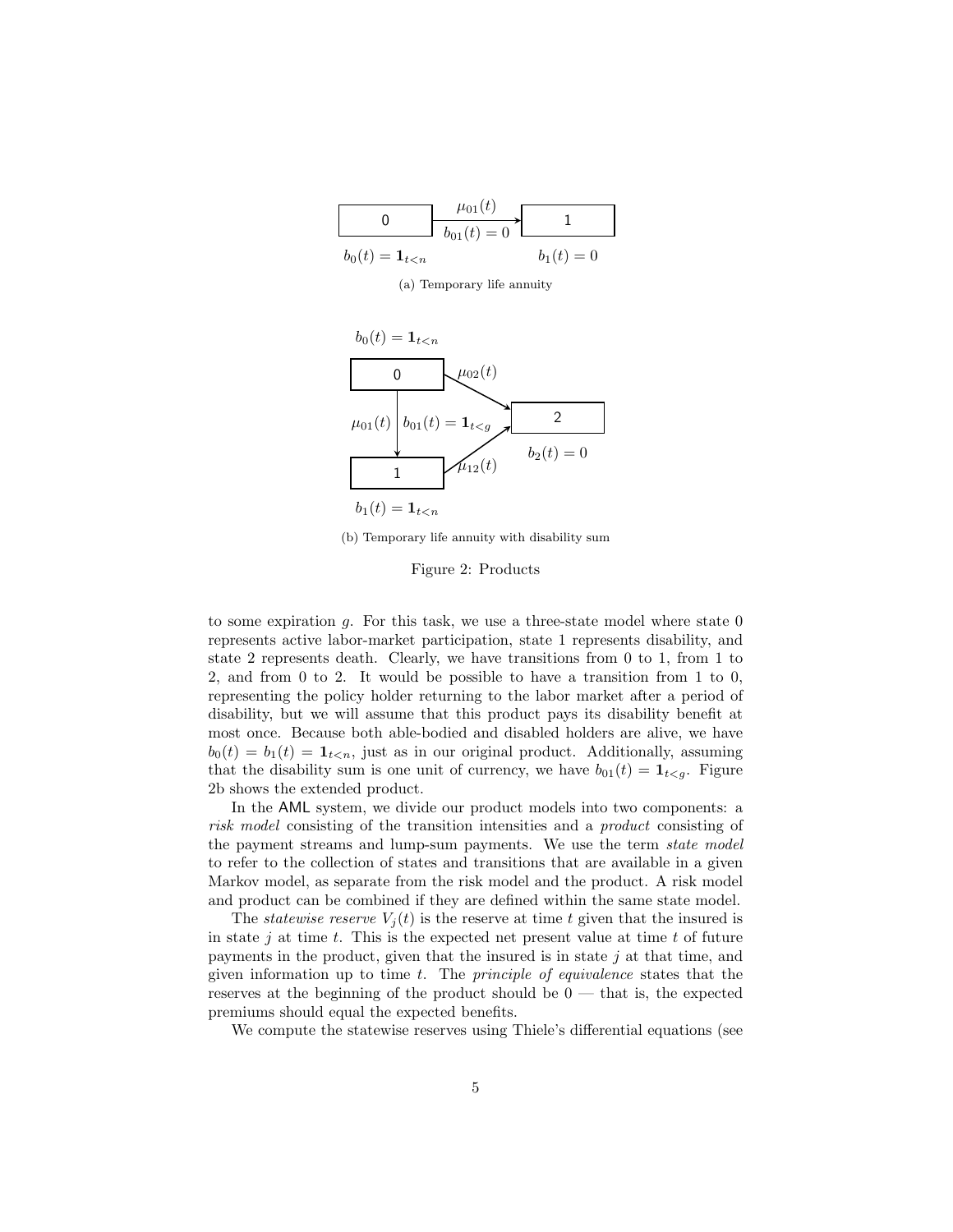(a) Temporary life annuity

(b) Temporary life annuity with disability sum

Figure 2: Products

to some expiration $g$. For this task, we use a three-state model where state 0 represents active labor-market participation, state 1 represents disability, and state 2 represents death. Clearly, we have transitions from 0 to 1, from 1 to 2, and from 0 to 2. It would be possible to have a transition from 1 to 0, representing the policy holder returning to the labor market after a period of disability, but we will assume that this product pays its disability benefit at most once. Because both able-bodied and disabled holders are alive, we have $b_0(t) = b_1(t) = \mathbf{1}_{t<n}$, just as in our original product. Additionally, assuming that the disability sum is one unit of currency, we have $b_{01}(t) = \mathbf{1}_{t<g}$. Figure 2b shows the extended product.

In the AML system, we divide our product models into two components: a *risk model* consisting of the transition intensities and a *product* consisting of the payment streams and lump-sum payments. We use the term *state model* to refer to the collection of states and transitions that are available in a given Markov model, as separate from the risk model and the product. A risk model and product can be combined if they are defined within the same state model.

The *statewise reserve* $V_j(t)$ is the reserve at time $t$ given that the insured is in state $j$ at time $t$. This is the expected net present value at time $t$ of future payments in the product, given that the insured is in state $j$ at that time, and given information up to time $t$. The *principle of equivalence* states that the reserves at the beginning of the product should be 0 — that is, the expected premiums should equal the expected benefits.

We compute the statewise reserves using Thiele's differential equations (see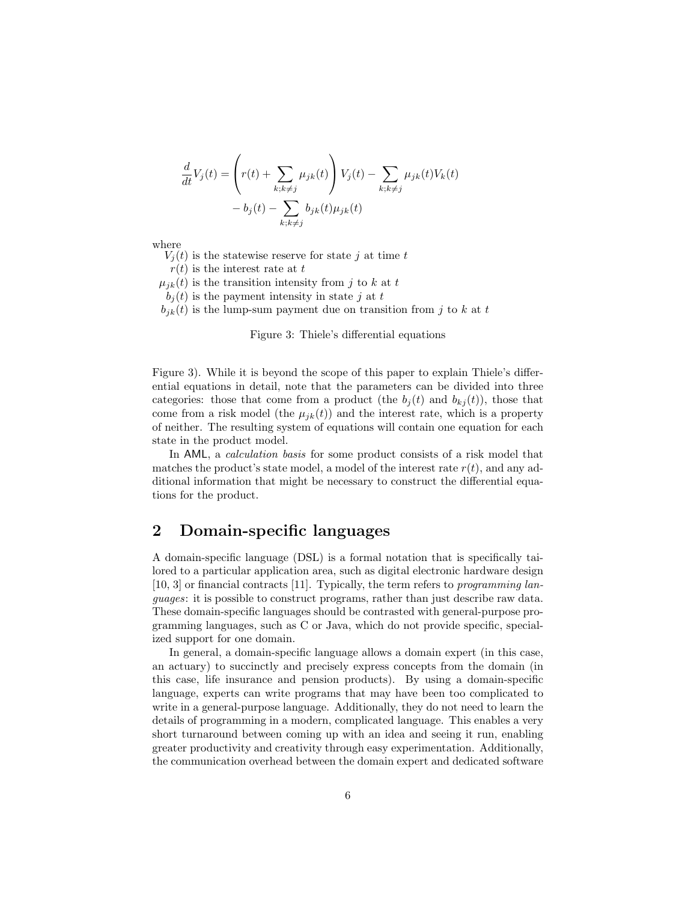$$
\begin{aligned}
\frac{d}{dt}V_j(t) = &\left(r(t) + \sum_{k;k\neq j} \mu_{jk}(t)\right) V_j(t) - \sum_{k;k\neq j} \mu_{jk}(t)V_k(t) \\
&- b_j(t) - \sum_{k;k\neq j} b_{jk}(t)\mu_{jk}(t)
\end{aligned}
$$

where
$V_j(t)$ is the statewise reserve for state $j$ at time $t$
$r(t)$ is the interest rate at $t$
$\mu_{jk}(t)$ is the transition intensity from $j$ to $k$ at $t$
$b_j(t)$ is the payment intensity in state $j$ at $t$
$b_{jk}(t)$ is the lump-sum payment due on transition from $j$ to $k$ at $t$

Figure 3: Thiele's differential equations

Figure 3). While it is beyond the scope of this paper to explain Thiele's differential equations in detail, note that the parameters can be divided into three categories: those that come from a product (the $b_j(t)$ and $b_{kj}(t)$), those that come from a risk model (the $\mu_{jk}(t)$) and the interest rate, which is a property of neither. The resulting system of equations will contain one equation for each state in the product model.

In AML, a *calculation basis* for some product consists of a risk model that matches the product's state model, a model of the interest rate $r(t)$, and any additional information that might be necessary to construct the differential equations for the product.

## 2 Domain-specific languages

A domain-specific language (DSL) is a formal notation that is specifically tailored to a particular application area, such as digital electronic hardware design [10, 3] or financial contracts [11]. Typically, the term refers to *programming languages*: it is possible to construct programs, rather than just describe raw data. These domain-specific languages should be contrasted with general-purpose programming languages, such as C or Java, which do not provide specific, specialized support for one domain.

In general, a domain-specific language allows a domain expert (in this case, an actuary) to succinctly and precisely express concepts from the domain (in this case, life insurance and pension products). By using a domain-specific language, experts can write programs that may have been too complicated to write in a general-purpose language. Additionally, they do not need to learn the details of programming in a modern, complicated language. This enables a very short turnaround between coming up with an idea and seeing it run, enabling greater productivity and creativity through easy experimentation. Additionally, the communication overhead between the domain expert and dedicated software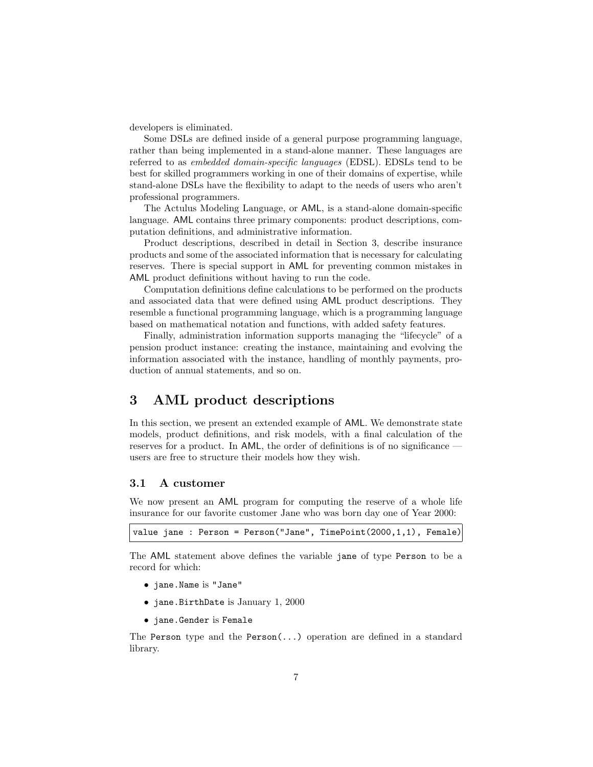developers is eliminated.

Some DSLs are defined inside of a general purpose programming language, rather than being implemented in a stand-alone manner. These languages are referred to as *embedded domain-specific languages* (EDSL). EDSLs tend to be best for skilled programmers working in one of their domains of expertise, while stand-alone DSLs have the flexibility to adapt to the needs of users who aren't professional programmers.

The Actulus Modeling Language, or AML, is a stand-alone domain-specific language. AML contains three primary components: product descriptions, computation definitions, and administrative information.

Product descriptions, described in detail in Section 3, describe insurance products and some of the associated information that is necessary for calculating reserves. There is special support in AML for preventing common mistakes in AML product definitions without having to run the code.

Computation definitions define calculations to be performed on the products and associated data that were defined using AML product descriptions. They resemble a functional programming language, which is a programming language based on mathematical notation and functions, with added safety features.

Finally, administration information supports managing the "lifecycle" of a pension product instance: creating the instance, maintaining and evolving the information associated with the instance, handling of monthly payments, production of annual statements, and so on.

# 3 AML product descriptions

In this section, we present an extended example of AML. We demonstrate state models, product definitions, and risk models, with a final calculation of the reserves for a product. In AML, the order of definitions is of no significance — users are free to structure their models how they wish.

## 3.1 A customer

We now present an AML program for computing the reserve of a whole life insurance for our favorite customer Jane who was born day one of Year 2000:

```
value jane : Person = Person("Jane", TimePoint(2000,1,1), Female)
```

The AML statement above defines the variable `jane` of type `Person` to be a record for which:

- `jane.Name` is `"Jane"`
- `jane.BirthDate` is January 1, 2000
- `jane.Gender` is `Female`

The `Person` type and the `Person(...)` operation are defined in a standard library.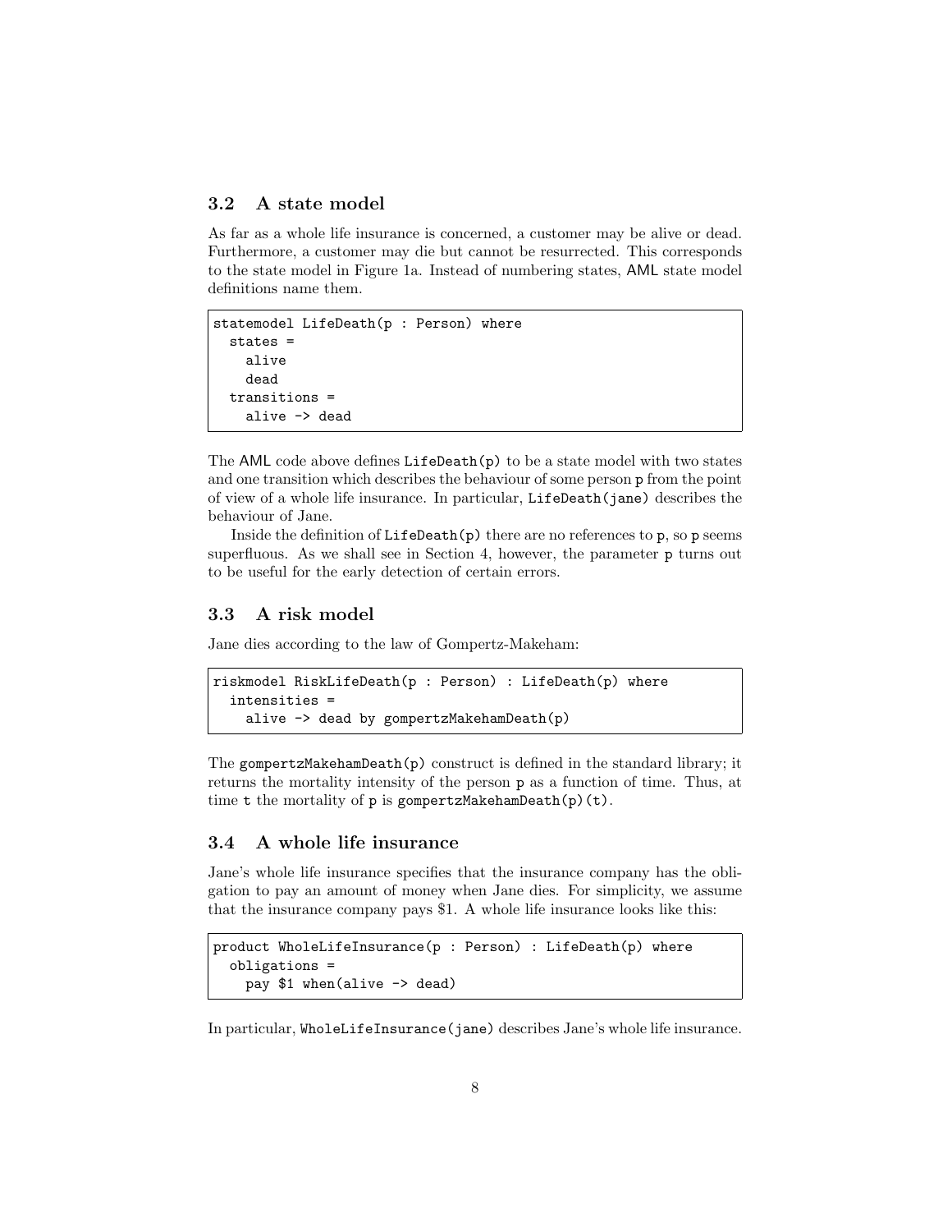### 3.2 A state model

As far as a whole life insurance is concerned, a customer may be alive or dead. Furthermore, a customer may die but cannot be resurrected. This corresponds to the state model in Figure 1a. Instead of numbering states, AML state model definitions name them.

```
statemodel LifeDeath(p : Person) where
  states =
    alive
    dead
  transitions =
    alive -> dead
```

The AML code above defines `LifeDeath(p)` to be a state model with two states and one transition which describes the behaviour of some person `p` from the point of view of a whole life insurance. In particular, `LifeDeath(jane)` describes the behaviour of Jane.

Inside the definition of `LifeDeath(p)` there are no references to `p`, so `p` seems superfluous. As we shall see in Section 4, however, the parameter `p` turns out to be useful for the early detection of certain errors.

### 3.3 A risk model

Jane dies according to the law of Gompertz-Makeham:

```
riskmodel RiskLifeDeath(p : Person) : LifeDeath(p) where
  intensities =
    alive -> dead by gompertzMakehamDeath(p)
```

The `gompertzMakehamDeath(p)` construct is defined in the standard library; it returns the mortality intensity of the person `p` as a function of time. Thus, at time `t` the mortality of `p` is `gompertzMakehamDeath(p)(t)`.

### 3.4 A whole life insurance

Jane's whole life insurance specifies that the insurance company has the obligation to pay an amount of money when Jane dies. For simplicity, we assume that the insurance company pays $1. A whole life insurance looks like this:

```
product WholeLifeInsurance(p : Person) : LifeDeath(p) where
  obligations =
    pay $1 when(alive -> dead)
```

In particular, `WholeLifeInsurance(jane)` describes Jane's whole life insurance.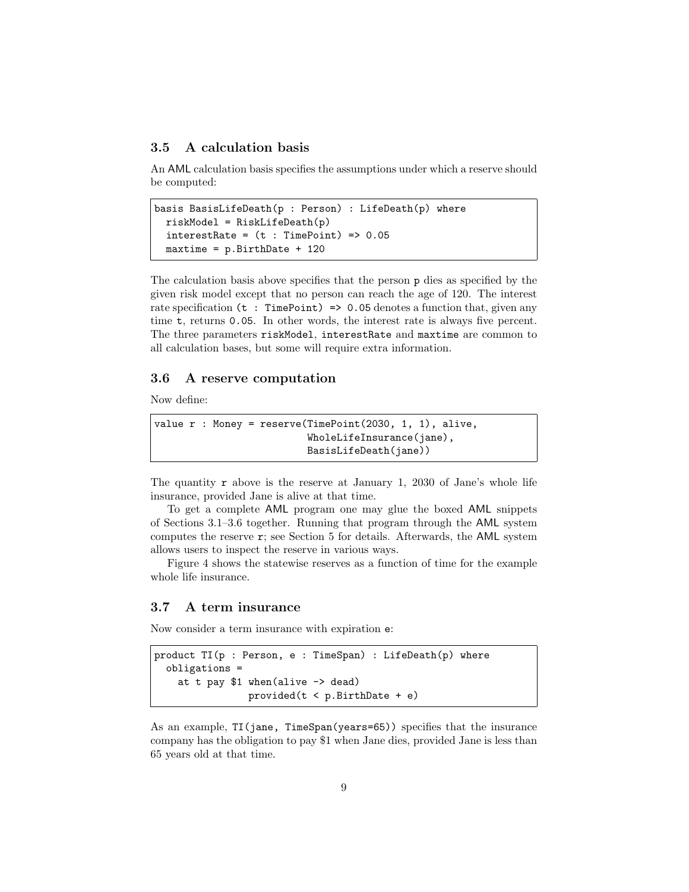### 3.5 A calculation basis

An AML calculation basis specifies the assumptions under which a reserve should be computed:

```
basis BasisLifeDeath(p : Person) : LifeDeath(p) where
  riskModel = RiskLifeDeath(p)
  interestRate = (t : TimePoint) => 0.05
  maxtime = p.BirthDate + 120
```

The calculation basis above specifies that the person `p` dies as specified by the given risk model except that no person can reach the age of 120. The interest rate specification `(t : TimePoint) => 0.05` denotes a function that, given any time `t`, returns `0.05`. In other words, the interest rate is always five percent. The three parameters `riskModel`, `interestRate` and `maxtime` are common to all calculation bases, but some will require extra information.

### 3.6 A reserve computation

Now define:

```
value r : Money = reserve(TimePoint(2030, 1, 1), alive,
                          WholeLifeInsurance(jane),
                          BasisLifeDeath(jane))
```

The quantity `r` above is the reserve at January 1, 2030 of Jane's whole life insurance, provided Jane is alive at that time.

To get a complete AML program one may glue the boxed AML snippets of Sections 3.1–3.6 together. Running that program through the AML system computes the reserve `r`; see Section 5 for details. Afterwards, the AML system allows users to inspect the reserve in various ways.

Figure 4 shows the statewise reserves as a function of time for the example whole life insurance.

### 3.7 A term insurance

Now consider a term insurance with expiration `e`:

```
product TI(p : Person, e : TimeSpan) : LifeDeath(p) where
  obligations =
    at t pay $1 when(alive -> dead)
               provided(t < p.BirthDate + e)
```

As an example, `TI(jane, TimeSpan(years=65))` specifies that the insurance company has the obligation to pay $1 when Jane dies, provided Jane is less than 65 years old at that time.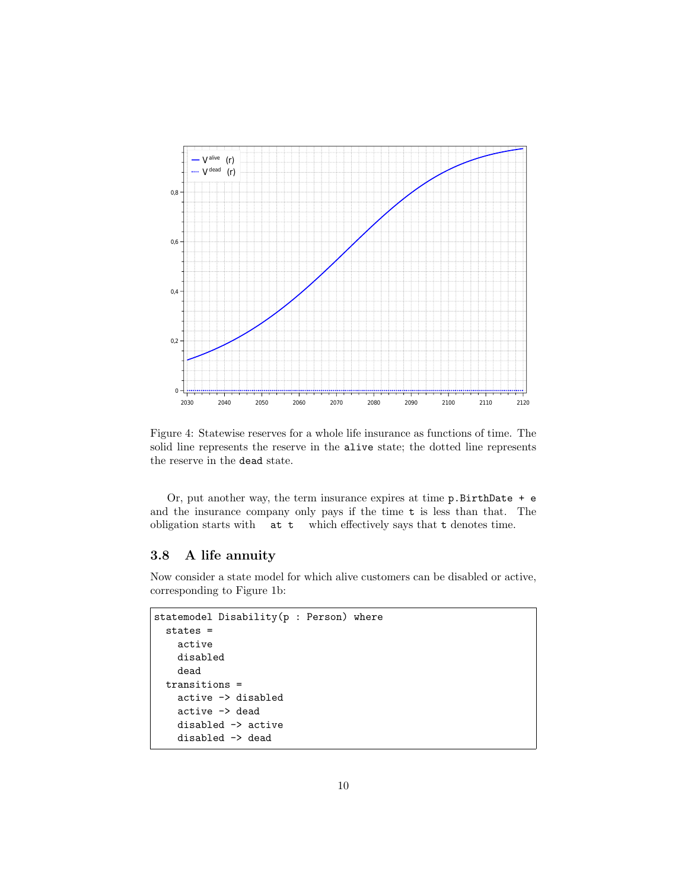Figure 4: Statewise reserves for a whole life insurance as functions of time. The solid line represents the reserve in the `alive` state; the dotted line represents the reserve in the `dead` state.

Or, put another way, the term insurance expires at time `p.BirthDate + e` and the insurance company only pays if the time `t` is less than that. The obligation starts with `at t` which effectively says that `t` denotes time.

### 3.8 A life annuity

Now consider a state model for which alive customers can be disabled or active, corresponding to Figure 1b:

```
statemodel Disability(p : Person) where
  states =
    active
    disabled
    dead
  transitions =
    active -> disabled
    active -> dead
    disabled -> active
    disabled -> dead
```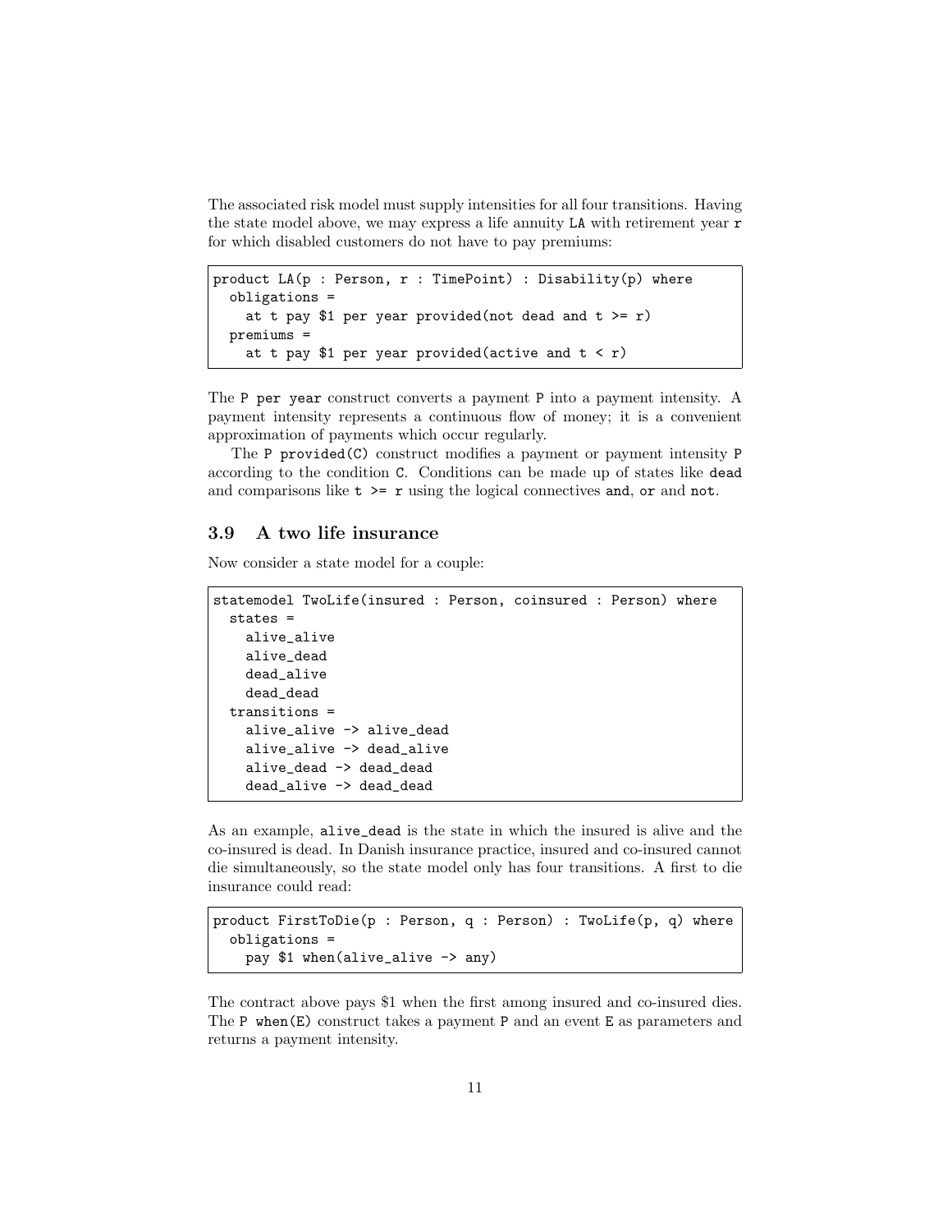The associated risk model must supply intensities for all four transitions. Having the state model above, we may express a life annuity `LA` with retirement year `r` for which disabled customers do not have to pay premiums:

```
product LA(p : Person, r : TimePoint) : Disability(p) where
  obligations =
    at t pay $1 per year provided(not dead and t >= r)
  premiums =
    at t pay $1 per year provided(active and t < r)
```

The `P per year` construct converts a payment `P` into a payment intensity. A payment intensity represents a continuous flow of money; it is a convenient approximation of payments which occur regularly.

The `P provided(C)` construct modifies a payment or payment intensity `P` according to the condition `C`. Conditions can be made up of states like `dead` and comparisons like `t >= r` using the logical connectives `and`, `or` and `not`.

### 3.9 A two life insurance

Now consider a state model for a couple:

```
statemodel TwoLife(insured : Person, coinsured : Person) where
  states =
    alive_alive
    alive_dead
    dead_alive
    dead_dead
  transitions =
    alive_alive -> alive_dead
    alive_alive -> dead_alive
    alive_dead -> dead_dead
    dead_alive -> dead_dead
```

As an example, `alive_dead` is the state in which the insured is alive and the co-insured is dead. In Danish insurance practice, insured and co-insured cannot die simultaneously, so the state model only has four transitions. A first to die insurance could read:

```
product FirstToDie(p : Person, q : Person) : TwoLife(p, q) where
  obligations =
    pay $1 when(alive_alive -> any)
```

The contract above pays $1 when the first among insured and co-insured dies. The `P when(E)` construct takes a payment `P` and an event `E` as parameters and returns a payment intensity.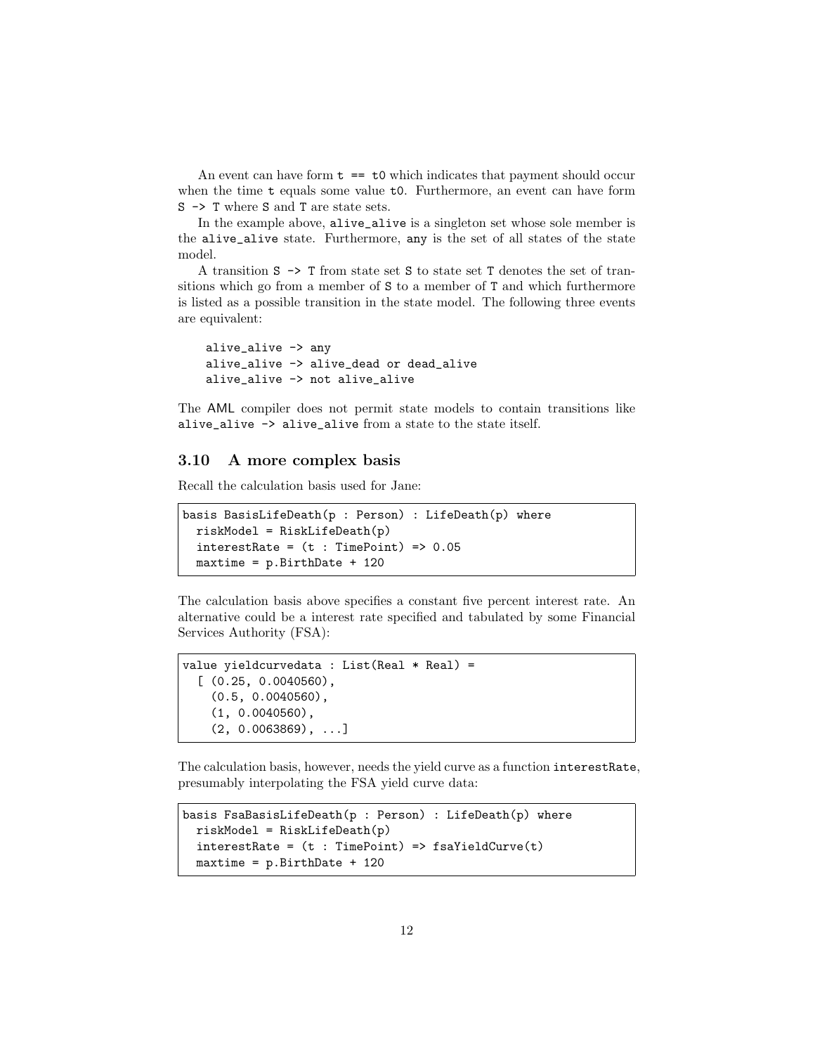An event can have form `t == t0` which indicates that payment should occur when the time `t` equals some value `t0`. Furthermore, an event can have form `S -> T` where `S` and `T` are state sets.

In the example above, `alive_alive` is a singleton set whose sole member is the `alive_alive` state. Furthermore, `any` is the set of all states of the state model.

A transition `S -> T` from state set `S` to state set `T` denotes the set of transitions which go from a member of `S` to a member of `T` and which furthermore is listed as a possible transition in the state model. The following three events are equivalent:

```
alive_alive -> any
alive_alive -> alive_dead or dead_alive
alive_alive -> not alive_alive
```

The AML compiler does not permit state models to contain transitions like `alive_alive -> alive_alive` from a state to the state itself.

### 3.10 A more complex basis

Recall the calculation basis used for Jane:

```
basis BasisLifeDeath(p : Person) : LifeDeath(p) where
  riskModel = RiskLifeDeath(p)
  interestRate = (t : TimePoint) => 0.05
  maxtime = p.BirthDate + 120
```

The calculation basis above specifies a constant five percent interest rate. An alternative could be a interest rate specified and tabulated by some Financial Services Authority (FSA):

```
value yieldcurvedata : List(Real * Real) =
  [ (0.25, 0.0040560),
    (0.5, 0.0040560),
    (1, 0.0040560),
    (2, 0.0063869), ...]
```

The calculation basis, however, needs the yield curve as a function `interestRate`, presumably interpolating the FSA yield curve data:

```
basis FsaBasisLifeDeath(p : Person) : LifeDeath(p) where
  riskModel = RiskLifeDeath(p)
  interestRate = (t : TimePoint) => fsaYieldCurve(t)
  maxtime = p.BirthDate + 120
```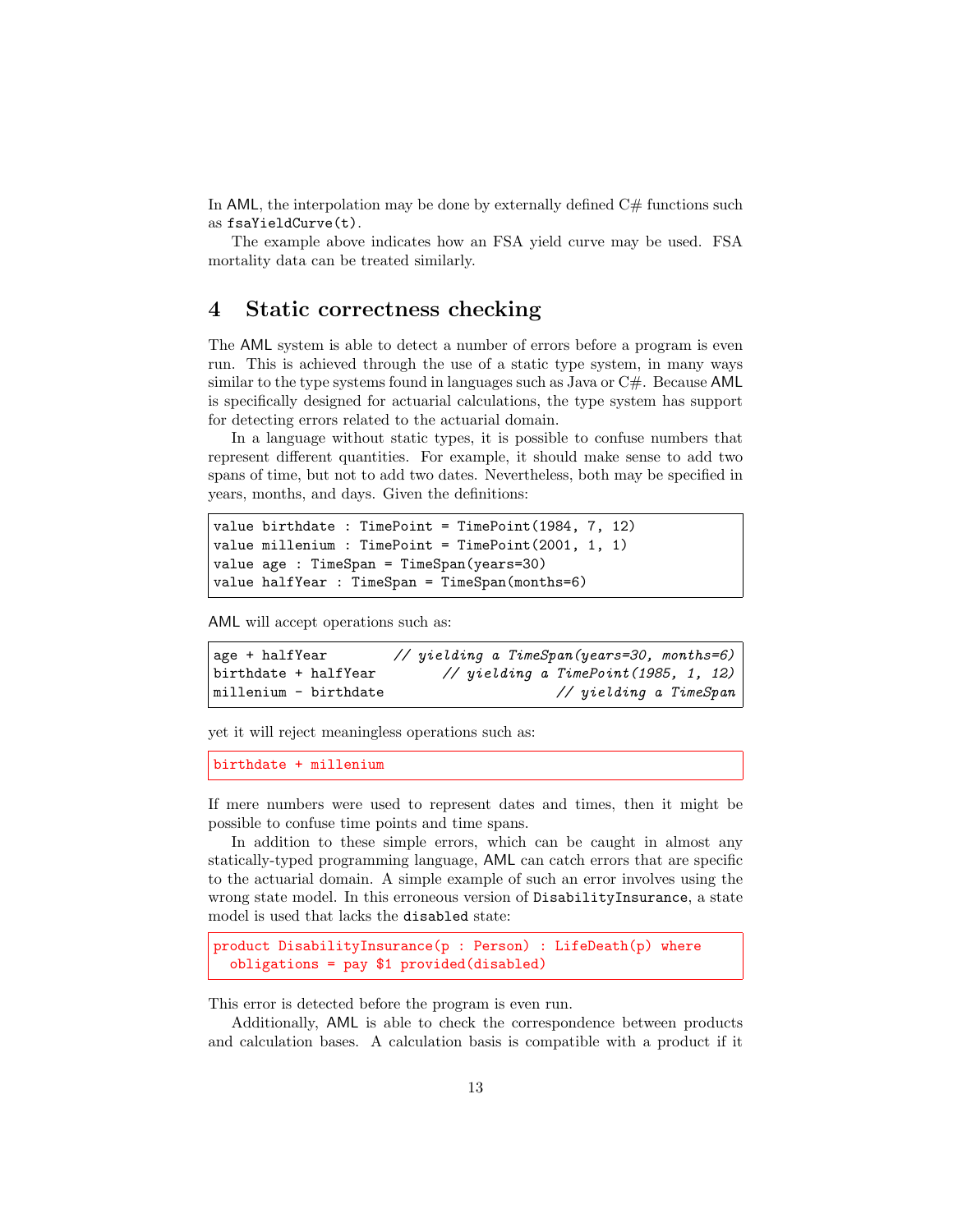In AML, the interpolation may be done by externally defined C# functions such as `fsaYieldCurve(t)`.

The example above indicates how an FSA yield curve may be used. FSA mortality data can be treated similarly.

## 4 Static correctness checking

The AML system is able to detect a number of errors before a program is even run. This is achieved through the use of a static type system, in many ways similar to the type systems found in languages such as Java or C#. Because AML is specifically designed for actuarial calculations, the type system has support for detecting errors related to the actuarial domain.

In a language without static types, it is possible to confuse numbers that represent different quantities. For example, it should make sense to add two spans of time, but not to add two dates. Nevertheless, both may be specified in years, months, and days. Given the definitions:

```
value birthdate : TimePoint = TimePoint(1984, 7, 12)
value millenium : TimePoint = TimePoint(2001, 1, 1)
value age : TimeSpan = TimeSpan(years=30)
value halfYear : TimeSpan = TimeSpan(months=6)
```

AML will accept operations such as:

```
age + halfYear        // yielding a TimeSpan(years=30, months=6)
birthdate + halfYear        // yielding a TimePoint(1985, 1, 12)
millenium - birthdate                     // yielding a TimeSpan
```

yet it will reject meaningless operations such as:

```
birthdate + millenium
```

If mere numbers were used to represent dates and times, then it might be possible to confuse time points and time spans.

In addition to these simple errors, which can be caught in almost any statically-typed programming language, AML can catch errors that are specific to the actuarial domain. A simple example of such an error involves using the wrong state model. In this erroneous version of `DisabilityInsurance`, a state model is used that lacks the `disabled` state:

```
product DisabilityInsurance(p : Person) : LifeDeath(p) where
  obligations = pay $1 provided(disabled)
```

This error is detected before the program is even run.

Additionally, AML is able to check the correspondence between products and calculation bases. A calculation basis is compatible with a product if it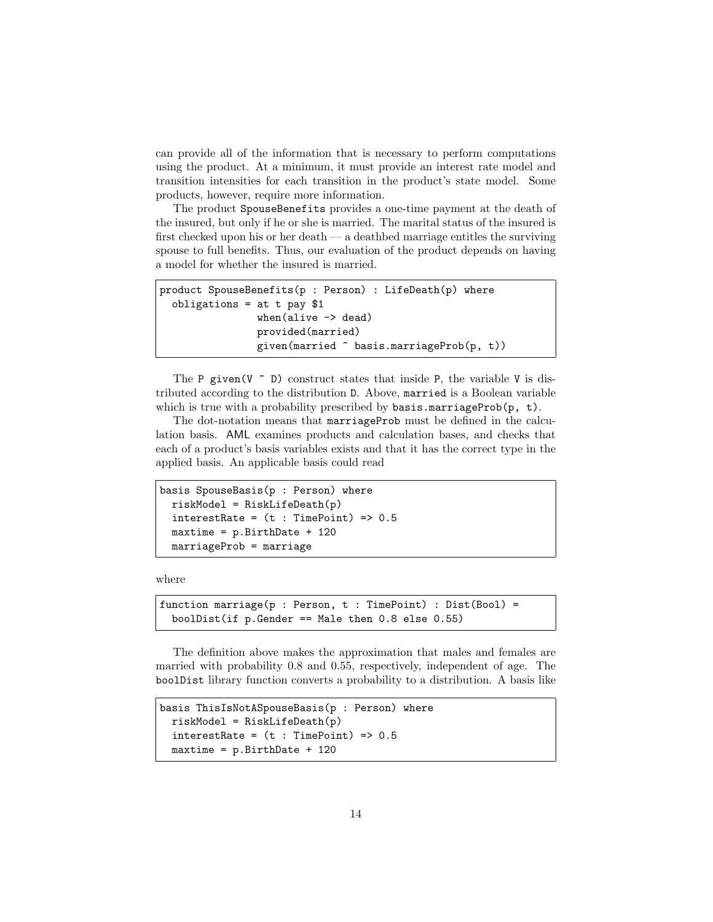can provide all of the information that is necessary to perform computations using the product. At a minimum, it must provide an interest rate model and transition intensities for each transition in the product's state model. Some products, however, require more information.

The product `SpouseBenefits` provides a one-time payment at the death of the insured, but only if he or she is married. The marital status of the insured is first checked upon his or her death — a deathbed marriage entitles the surviving spouse to full benefits. Thus, our evaluation of the product depends on having a model for whether the insured is married.

```
product SpouseBenefits(p : Person) : LifeDeath(p) where
  obligations = at t pay $1
                when(alive -> dead)
                provided(married)
                given(married ~ basis.marriageProb(p, t))
```

The `P given(V ~ D)` construct states that inside `P`, the variable `V` is distributed according to the distribution `D`. Above, `married` is a Boolean variable which is true with a probability prescribed by `basis.marriageProb(p, t)`.

The dot-notation means that `marriageProb` must be defined in the calculation basis. AML examines products and calculation bases, and checks that each of a product's basis variables exists and that it has the correct type in the applied basis. An applicable basis could read

```
basis SpouseBasis(p : Person) where
  riskModel = RiskLifeDeath(p)
  interestRate = (t : TimePoint) => 0.5
  maxtime = p.BirthDate + 120
  marriageProb = marriage
```

where

```
function marriage(p : Person, t : TimePoint) : Dist(Bool) =
  boolDist(if p.Gender == Male then 0.8 else 0.55)
```

The definition above makes the approximation that males and females are married with probability 0.8 and 0.55, respectively, independent of age. The `boolDist` library function converts a probability to a distribution. A basis like

```
basis ThisIsNotASpouseBasis(p : Person) where
  riskModel = RiskLifeDeath(p)
  interestRate = (t : TimePoint) => 0.5
  maxtime = p.BirthDate + 120
```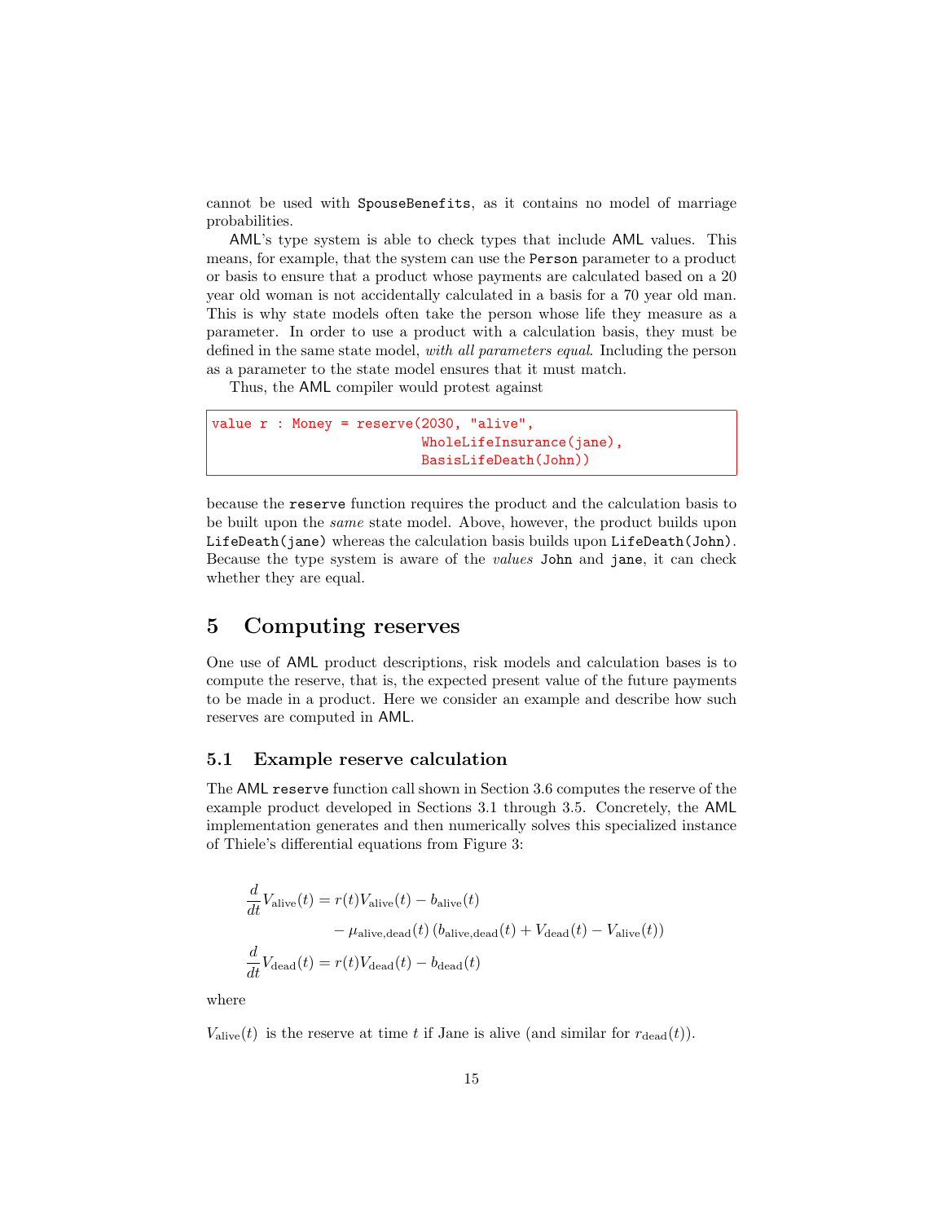cannot be used with `SpouseBenefits`, as it contains no model of marriage probabilities.

AML's type system is able to check types that include AML values. This means, for example, that the system can use the `Person` parameter to a product or basis to ensure that a product whose payments are calculated based on a 20 year old woman is not accidentally calculated in a basis for a 70 year old man. This is why state models often take the person whose life they measure as a parameter. In order to use a product with a calculation basis, they must be defined in the same state model, *with all parameters equal*. Including the person as a parameter to the state model ensures that it must match.

Thus, the AML compiler would protest against

```
value r : Money = reserve(2030, "alive",
                          WholeLifeInsurance(jane),
                          BasisLifeDeath(John))
```

because the `reserve` function requires the product and the calculation basis to be built upon the *same* state model. Above, however, the product builds upon `LifeDeath(jane)` whereas the calculation basis builds upon `LifeDeath(John)`. Because the type system is aware of the *values* `John` and `jane`, it can check whether they are equal.

# 5 Computing reserves

One use of AML product descriptions, risk models and calculation bases is to compute the reserve, that is, the expected present value of the future payments to be made in a product. Here we consider an example and describe how such reserves are computed in AML.

## 5.1 Example reserve calculation

The AML `reserve` function call shown in Section 3.6 computes the reserve of the example product developed in Sections 3.1 through 3.5. Concretely, the AML implementation generates and then numerically solves this specialized instance of Thiele's differential equations from Figure 3:

$$\begin{aligned}
\frac{d}{dt}V_{\text{alive}}(t) &= r(t)V_{\text{alive}}(t) - b_{\text{alive}}(t) \\
&\qquad - \mu_{\text{alive,dead}}(t)\left(b_{\text{alive,dead}}(t) + V_{\text{dead}}(t) - V_{\text{alive}}(t)\right) \\
\frac{d}{dt}V_{\text{dead}}(t) &= r(t)V_{\text{dead}}(t) - b_{\text{dead}}(t)
\end{aligned}$$

where

$V_{\text{alive}}(t)$ is the reserve at time $t$ if Jane is alive (and similar for $r_{\text{dead}}(t)$).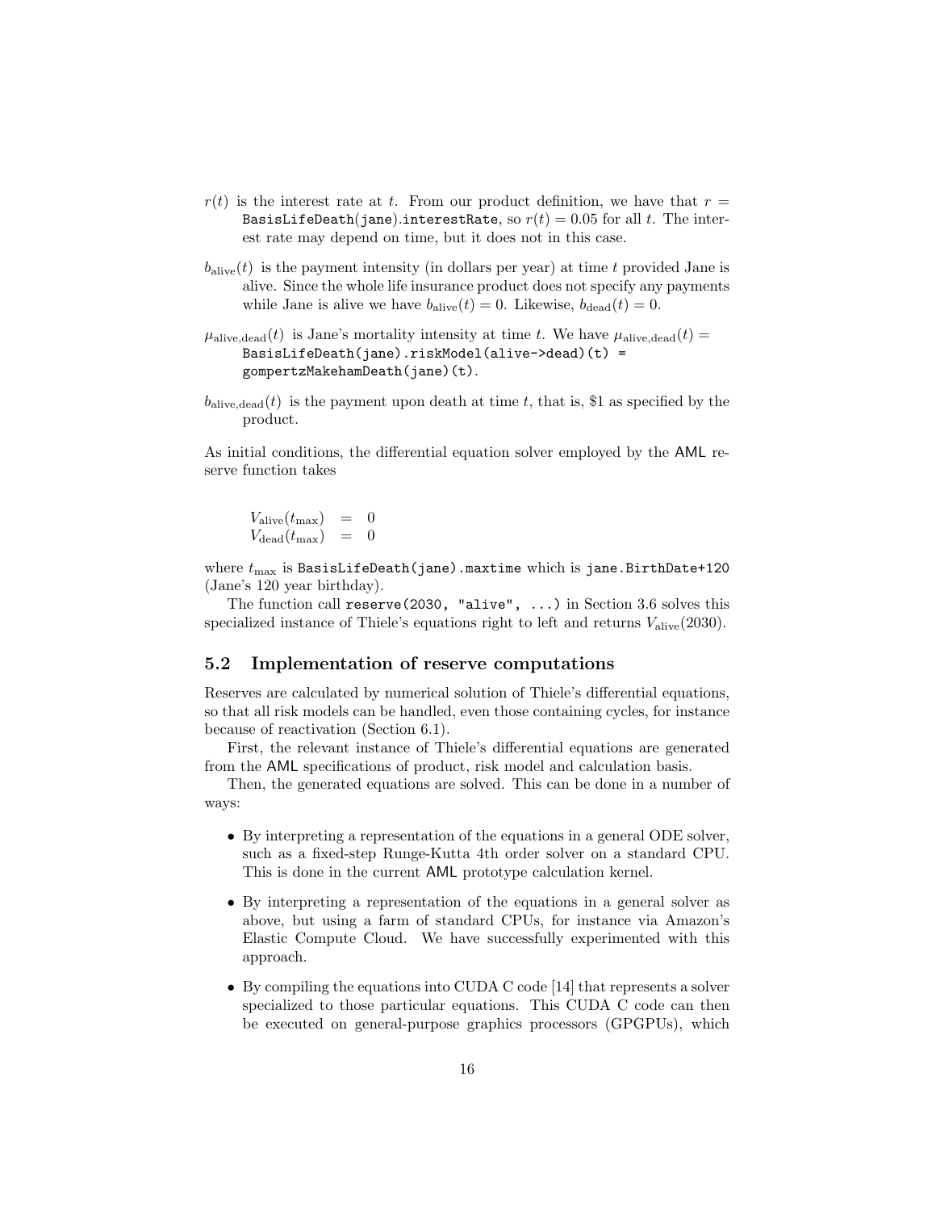$r(t)$ is the interest rate at $t$. From our product definition, we have that $r =$ `BasisLifeDeath(jane).interestRate`, so $r(t) = 0.05$ for all $t$. The interest rate may depend on time, but it does not in this case.

$b_{\text{alive}}(t)$ is the payment intensity (in dollars per year) at time $t$ provided Jane is alive. Since the whole life insurance product does not specify any payments while Jane is alive we have $b_{\text{alive}}(t) = 0$. Likewise, $b_{\text{dead}}(t) = 0$.

$\mu_{\text{alive,dead}}(t)$ is Jane's mortality intensity at time $t$. We have $\mu_{\text{alive,dead}}(t) =$ `BasisLifeDeath(jane).riskModel(alive->dead)(t) = gompertzMakehamDeath(jane)(t)`.

$b_{\text{alive,dead}}(t)$ is the payment upon death at time $t$, that is, \$1 as specified by the product.

As initial conditions, the differential equation solver employed by the AML reserve function takes

$$
\begin{aligned}
V_{\text{alive}}(t_{\max}) &= 0 \\
V_{\text{dead}}(t_{\max}) &= 0
\end{aligned}
$$

where $t_{\max}$ is `BasisLifeDeath(jane).maxtime` which is `jane.BirthDate+120` (Jane's 120 year birthday).

The function call `reserve(2030, "alive", ...)` in Section 3.6 solves this specialized instance of Thiele's equations right to left and returns $V_{\text{alive}}(2030)$.

## 5.2 Implementation of reserve computations

Reserves are calculated by numerical solution of Thiele's differential equations, so that all risk models can be handled, even those containing cycles, for instance because of reactivation (Section 6.1).

First, the relevant instance of Thiele's differential equations are generated from the AML specifications of product, risk model and calculation basis.

Then, the generated equations are solved. This can be done in a number of ways:

- By interpreting a representation of the equations in a general ODE solver, such as a fixed-step Runge-Kutta 4th order solver on a standard CPU. This is done in the current AML prototype calculation kernel.
- By interpreting a representation of the equations in a general solver as above, but using a farm of standard CPUs, for instance via Amazon's Elastic Compute Cloud. We have successfully experimented with this approach.
- By compiling the equations into CUDA C code [14] that represents a solver specialized to those particular equations. This CUDA C code can then be executed on general-purpose graphics processors (GPGPUs), which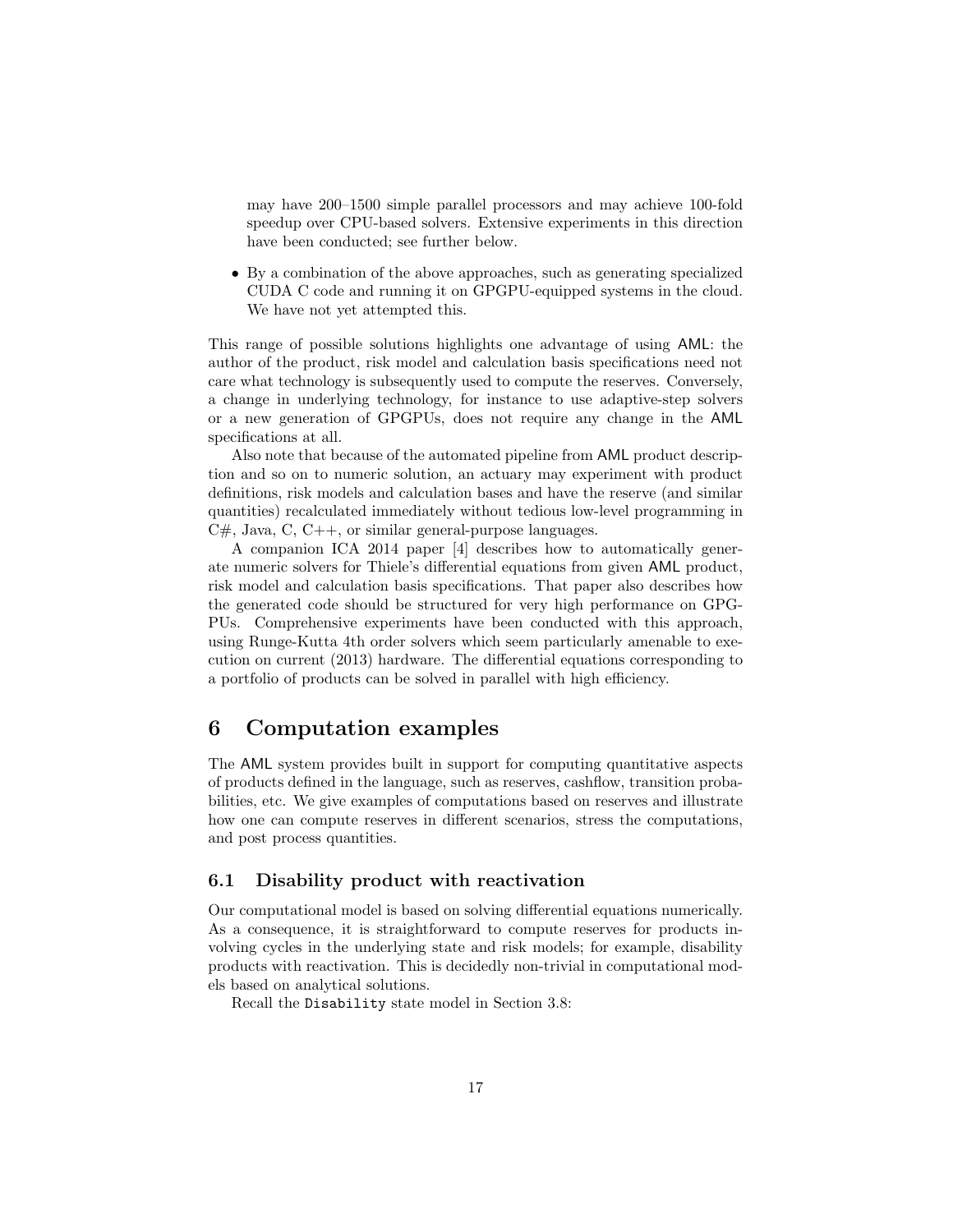may have 200–1500 simple parallel processors and may achieve 100-fold speedup over CPU-based solvers. Extensive experiments in this direction have been conducted; see further below.

- By a combination of the above approaches, such as generating specialized CUDA C code and running it on GPGPU-equipped systems in the cloud. We have not yet attempted this.

This range of possible solutions highlights one advantage of using AML: the author of the product, risk model and calculation basis specifications need not care what technology is subsequently used to compute the reserves. Conversely, a change in underlying technology, for instance to use adaptive-step solvers or a new generation of GPGPUs, does not require any change in the AML specifications at all.

Also note that because of the automated pipeline from AML product description and so on to numeric solution, an actuary may experiment with product definitions, risk models and calculation bases and have the reserve (and similar quantities) recalculated immediately without tedious low-level programming in C#, Java, C, C++, or similar general-purpose languages.

A companion ICA 2014 paper [4] describes how to automatically generate numeric solvers for Thiele's differential equations from given AML product, risk model and calculation basis specifications. That paper also describes how the generated code should be structured for very high performance on GPGPUs. Comprehensive experiments have been conducted with this approach, using Runge-Kutta 4th order solvers which seem particularly amenable to execution on current (2013) hardware. The differential equations corresponding to a portfolio of products can be solved in parallel with high efficiency.

# 6 Computation examples

The AML system provides built in support for computing quantitative aspects of products defined in the language, such as reserves, cashflow, transition probabilities, etc. We give examples of computations based on reserves and illustrate how one can compute reserves in different scenarios, stress the computations, and post process quantities.

## 6.1 Disability product with reactivation

Our computational model is based on solving differential equations numerically. As a consequence, it is straightforward to compute reserves for products involving cycles in the underlying state and risk models; for example, disability products with reactivation. This is decidedly non-trivial in computational models based on analytical solutions.

Recall the `Disability` state model in Section 3.8: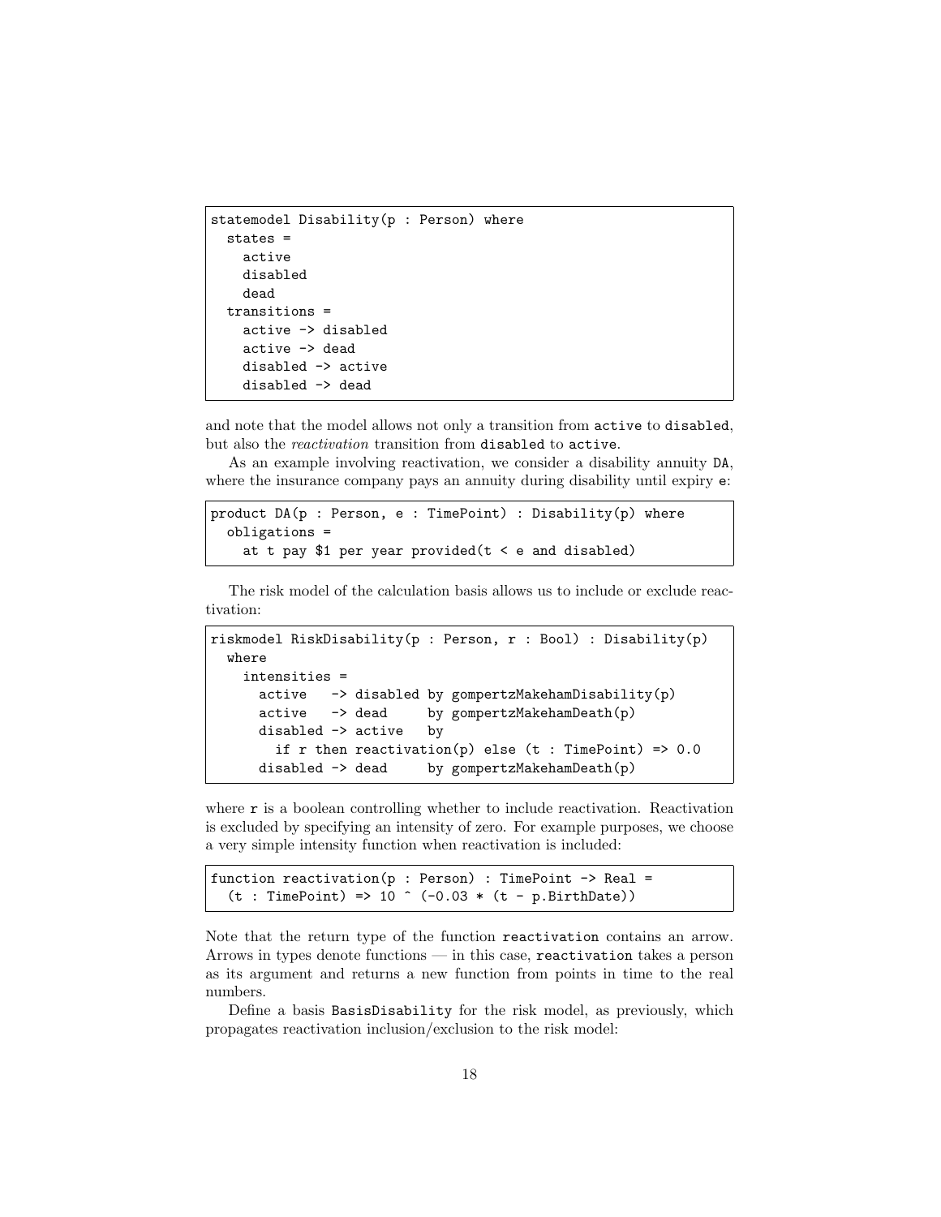```
statemodel Disability(p : Person) where
  states =
    active
    disabled
    dead
  transitions =
    active -> disabled
    active -> dead
    disabled -> active
    disabled -> dead
```

and note that the model allows not only a transition from `active` to `disabled`, but also the *reactivation* transition from `disabled` to `active`.

As an example involving reactivation, we consider a disability annuity `DA`, where the insurance company pays an annuity during disability until expiry `e`:

```
product DA(p : Person, e : TimePoint) : Disability(p) where
  obligations =
    at t pay $1 per year provided(t < e and disabled)
```

The risk model of the calculation basis allows us to include or exclude reactivation:

```
riskmodel RiskDisability(p : Person, r : Bool) : Disability(p)
  where
    intensities =
      active   -> disabled by gompertzMakehamDisability(p)
      active   -> dead     by gompertzMakehamDeath(p)
      disabled -> active   by
        if r then reactivation(p) else (t : TimePoint) => 0.0
      disabled -> dead     by gompertzMakehamDeath(p)
```

where `r` is a boolean controlling whether to include reactivation. Reactivation is excluded by specifying an intensity of zero. For example purposes, we choose a very simple intensity function when reactivation is included:

```
function reactivation(p : Person) : TimePoint -> Real =
  (t : TimePoint) => 10 ^ (-0.03 * (t - p.BirthDate))
```

Note that the return type of the function `reactivation` contains an arrow. Arrows in types denote functions — in this case, `reactivation` takes a person as its argument and returns a new function from points in time to the real numbers.

Define a basis `BasisDisability` for the risk model, as previously, which propagates reactivation inclusion/exclusion to the risk model: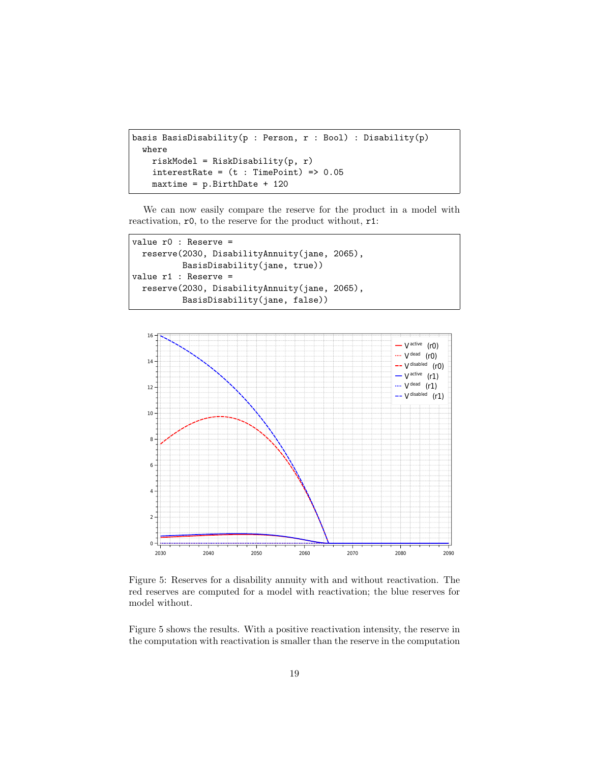```
basis BasisDisability(p : Person, r : Bool) : Disability(p)
  where
    riskModel = RiskDisability(p, r)
    interestRate = (t : TimePoint) => 0.05
    maxtime = p.BirthDate + 120
```

We can now easily compare the reserve for the product in a model with reactivation, `r0`, to the reserve for the product without, `r1`:

```
value r0 : Reserve =
  reserve(2030, DisabilityAnnuity(jane, 2065),
          BasisDisability(jane, true))
value r1 : Reserve =
  reserve(2030, DisabilityAnnuity(jane, 2065),
          BasisDisability(jane, false))
```

Figure 5: Reserves for a disability annuity with and without reactivation. The red reserves are computed for a model with reactivation; the blue reserves for model without.

Figure 5 shows the results. With a positive reactivation intensity, the reserve in the computation with reactivation is smaller than the reserve in the computation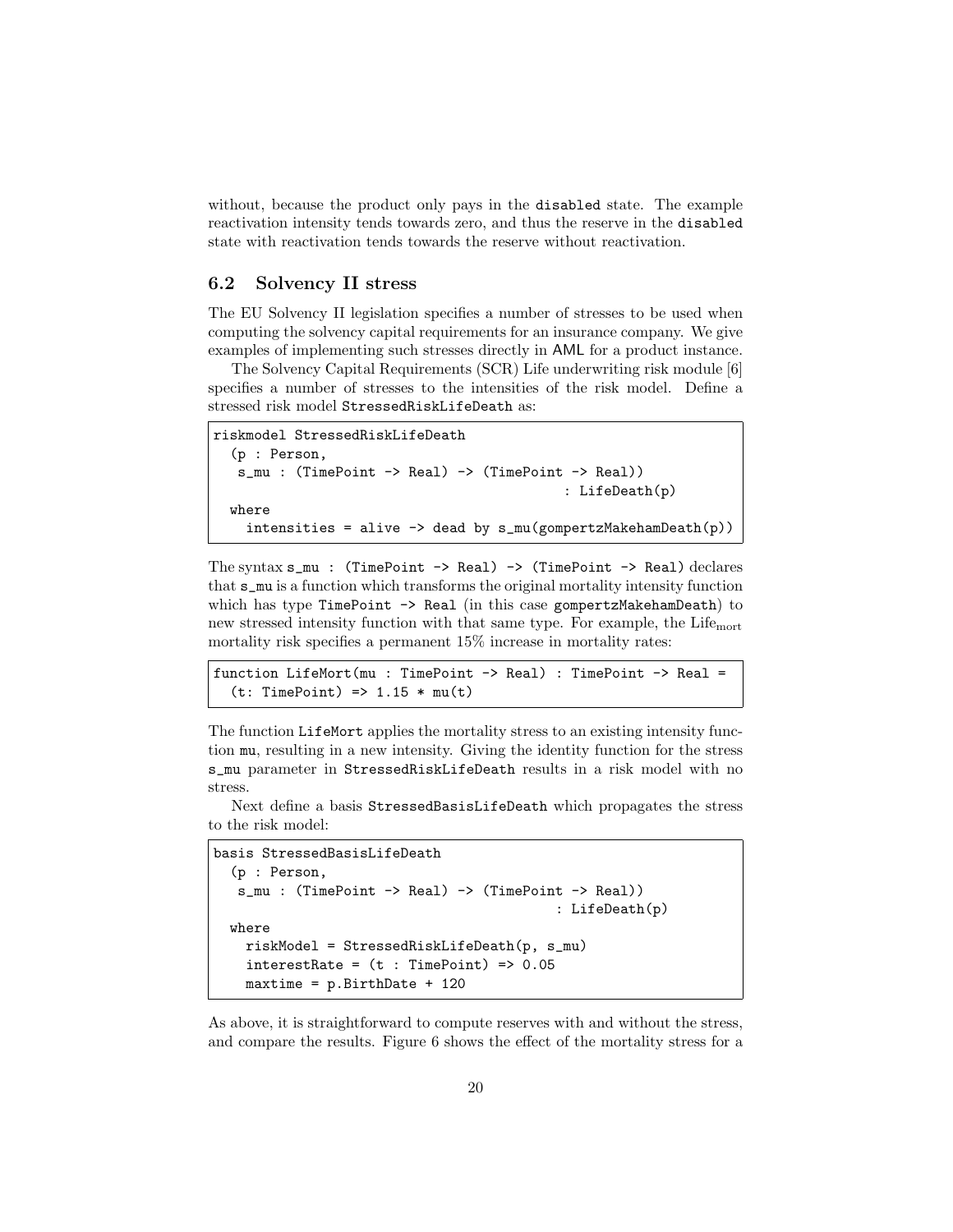without, because the product only pays in the `disabled` state. The example reactivation intensity tends towards zero, and thus the reserve in the `disabled` state with reactivation tends towards the reserve without reactivation.

## 6.2 Solvency II stress

The EU Solvency II legislation specifies a number of stresses to be used when computing the solvency capital requirements for an insurance company. We give examples of implementing such stresses directly in AML for a product instance.

The Solvency Capital Requirements (SCR) Life underwriting risk module [6] specifies a number of stresses to the intensities of the risk model. Define a stressed risk model `StressedRiskLifeDeath` as:

```
riskmodel StressedRiskLifeDeath
  (p : Person,
   s_mu : (TimePoint -> Real) -> (TimePoint -> Real))
                                            : LifeDeath(p)
  where
    intensities = alive -> dead by s_mu(gompertzMakehamDeath(p))
```

The syntax `s_mu : (TimePoint -> Real) -> (TimePoint -> Real)` declares that `s_mu` is a function which transforms the original mortality intensity function which has type `TimePoint -> Real` (in this case `gompertzMakehamDeath`) to new stressed intensity function with that same type. For example, the $\text{Life}_{\text{mort}}$ mortality risk specifies a permanent 15% increase in mortality rates:

```
function LifeMort(mu : TimePoint -> Real) : TimePoint -> Real =
  (t: TimePoint) => 1.15 * mu(t)
```

The function `LifeMort` applies the mortality stress to an existing intensity function `mu`, resulting in a new intensity. Giving the identity function for the stress `s_mu` parameter in `StressedRiskLifeDeath` results in a risk model with no stress.

Next define a basis `StressedBasisLifeDeath` which propagates the stress to the risk model:

```
basis StressedBasisLifeDeath
  (p : Person,
   s_mu : (TimePoint -> Real) -> (TimePoint -> Real))
                                            : LifeDeath(p)
  where
    riskModel = StressedRiskLifeDeath(p, s_mu)
    interestRate = (t : TimePoint) => 0.05
    maxtime = p.BirthDate + 120
```

As above, it is straightforward to compute reserves with and without the stress, and compare the results. Figure 6 shows the effect of the mortality stress for a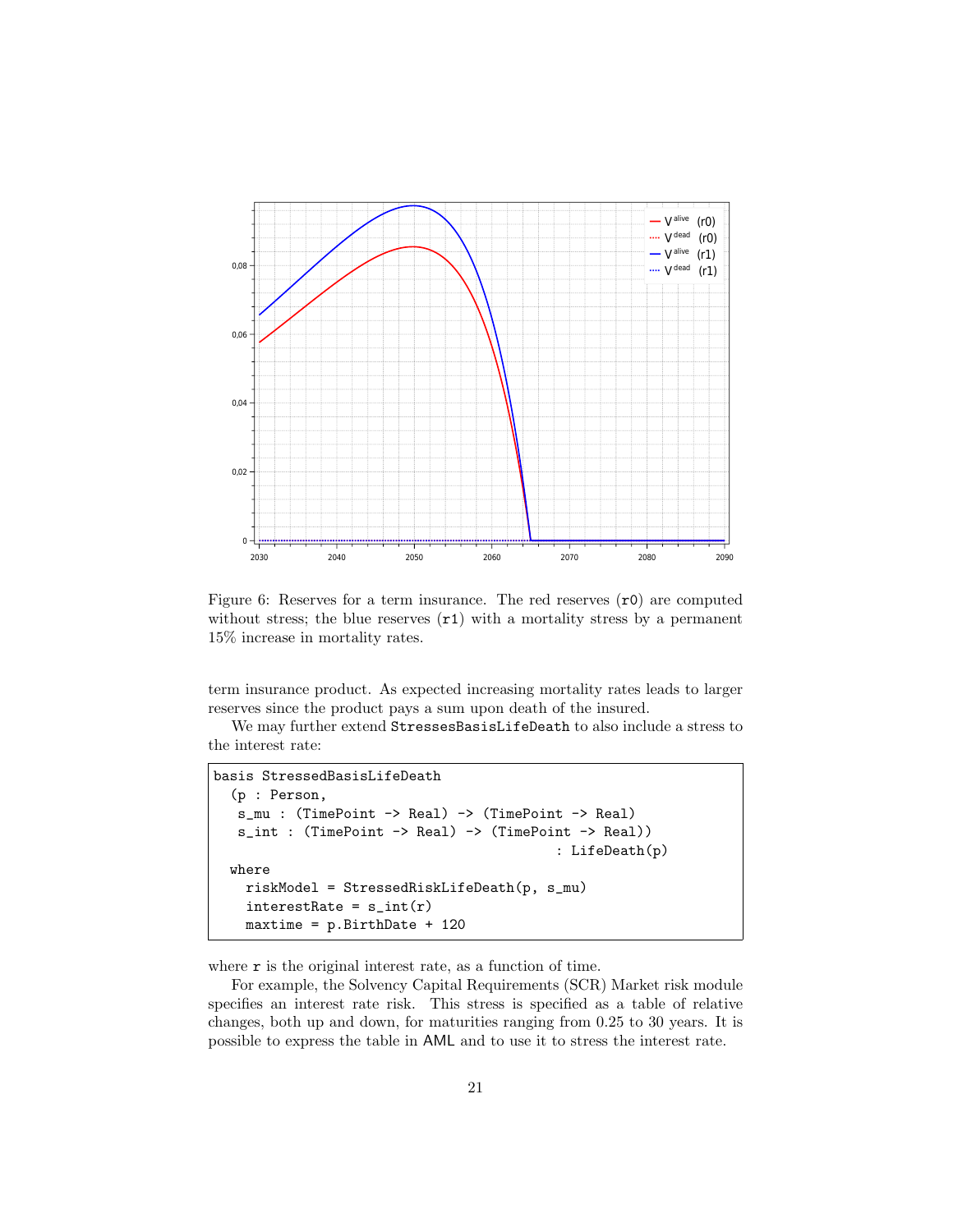Figure 6: Reserves for a term insurance. The red reserves (`r0`) are computed without stress; the blue reserves (`r1`) with a mortality stress by a permanent 15% increase in mortality rates.

term insurance product. As expected increasing mortality rates leads to larger reserves since the product pays a sum upon death of the insured.

We may further extend `StressesBasisLifeDeath` to also include a stress to the interest rate:

```
basis StressedBasisLifeDeath
  (p : Person,
   s_mu : (TimePoint -> Real) -> (TimePoint -> Real)
   s_int : (TimePoint -> Real) -> (TimePoint -> Real))
                                              : LifeDeath(p)
  where
    riskModel = StressedRiskLifeDeath(p, s_mu)
    interestRate = s_int(r)
    maxtime = p.BirthDate + 120
```

where `r` is the original interest rate, as a function of time.

For example, the Solvency Capital Requirements (SCR) Market risk module specifies an interest rate risk. This stress is specified as a table of relative changes, both up and down, for maturities ranging from 0.25 to 30 years. It is possible to express the table in AML and to use it to stress the interest rate.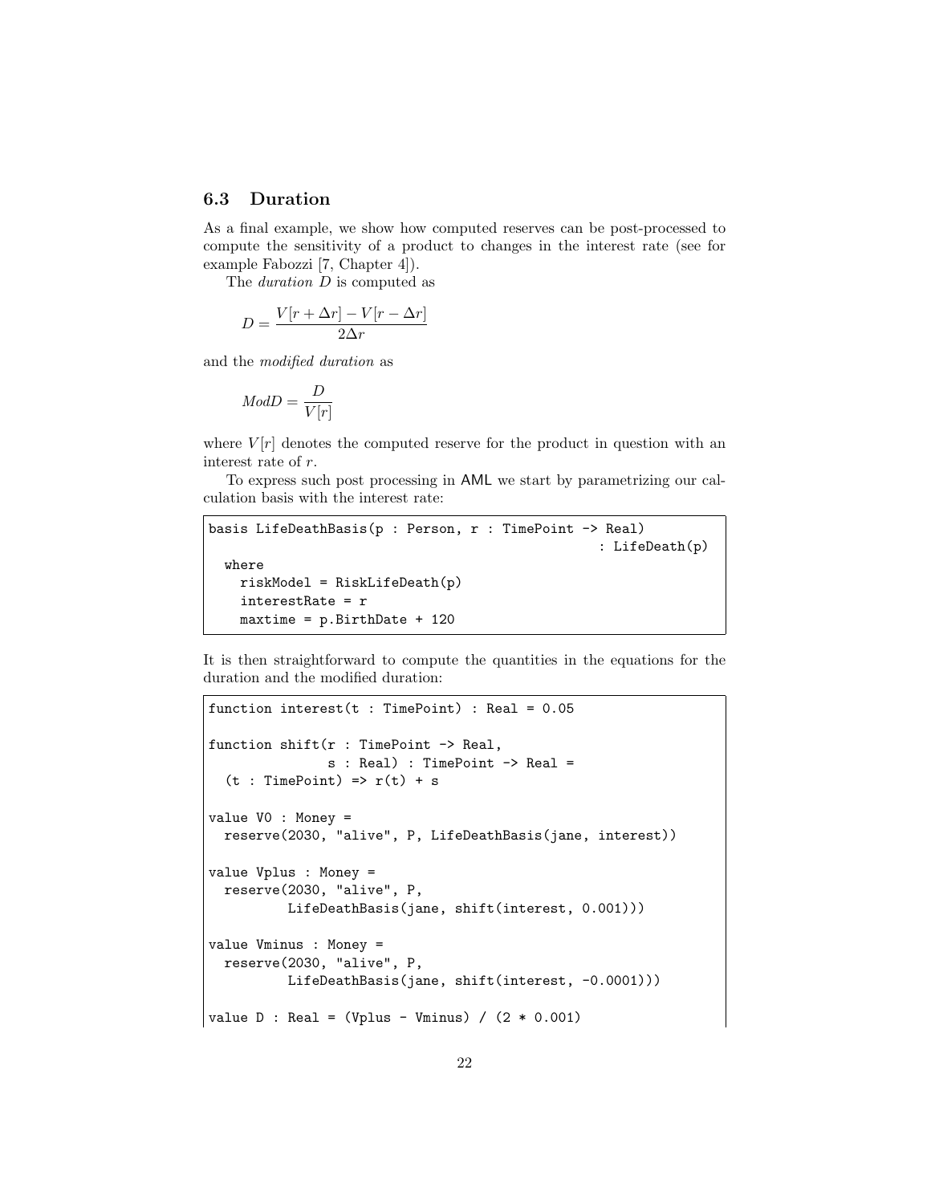### 6.3 Duration

As a final example, we show how computed reserves can be post-processed to compute the sensitivity of a product to changes in the interest rate (see for example Fabozzi [7, Chapter 4]).

The *duration* $D$ is computed as

$$D = \frac{V[r + \Delta r] - V[r - \Delta r]}{2\Delta r}$$

and the *modified duration* as

$$ModD = \frac{D}{V[r]}$$

where $V[r]$ denotes the computed reserve for the product in question with an interest rate of $r$.

To express such post processing in AML we start by parametrizing our calculation basis with the interest rate:

```
basis LifeDeathBasis(p : Person, r : TimePoint -> Real)
                                                    : LifeDeath(p)
  where
    riskModel = RiskLifeDeath(p)
    interestRate = r
    maxtime = p.BirthDate + 120
```

It is then straightforward to compute the quantities in the equations for the duration and the modified duration:

```
function interest(t : TimePoint) : Real = 0.05

function shift(r : TimePoint -> Real,
               s : Real) : TimePoint -> Real =
  (t : TimePoint) => r(t) + s

value V0 : Money =
  reserve(2030, "alive", P, LifeDeathBasis(jane, interest))

value Vplus : Money =
  reserve(2030, "alive", P,
          LifeDeathBasis(jane, shift(interest, 0.001)))

value Vminus : Money =
  reserve(2030, "alive", P,
          LifeDeathBasis(jane, shift(interest, -0.0001)))

value D : Real = (Vplus - Vminus) / (2 * 0.001)
```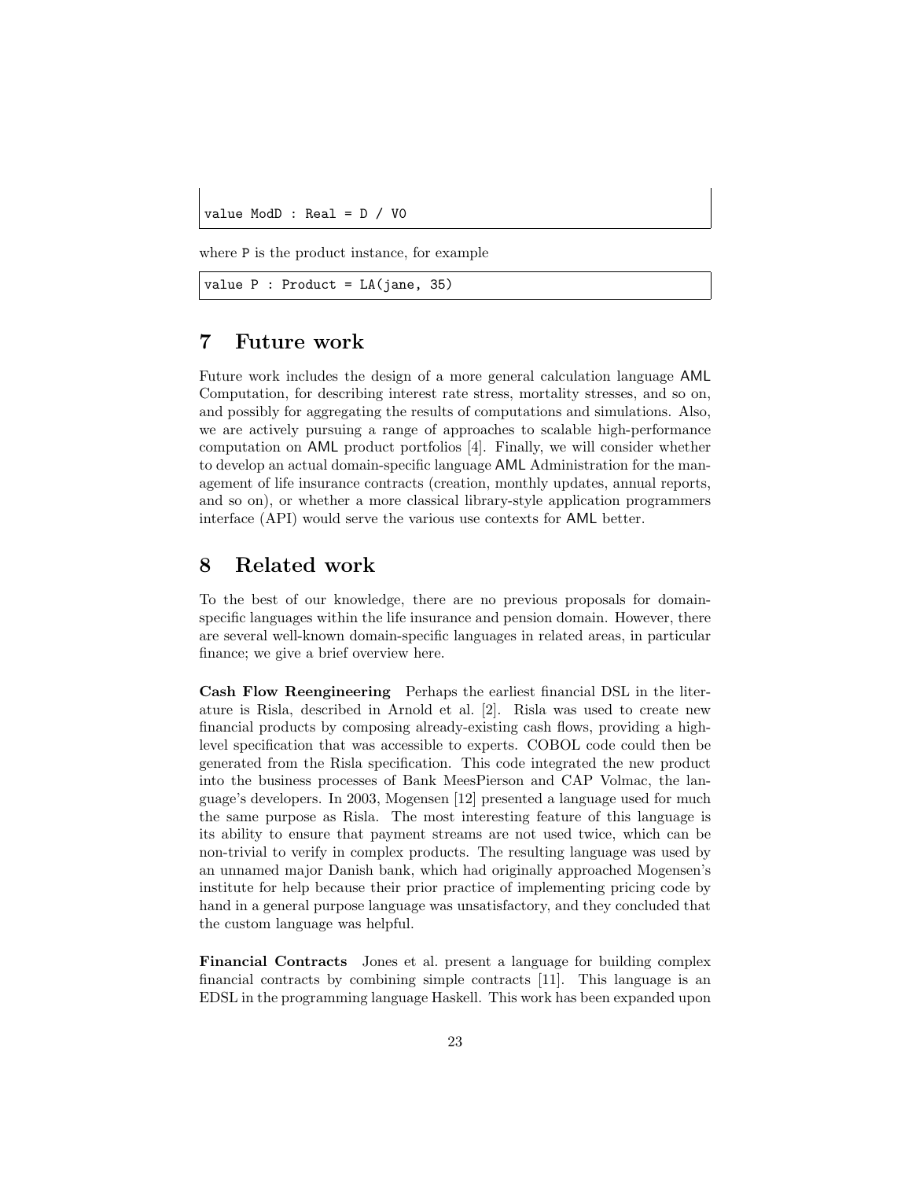```
value ModD : Real = D / V0
```

where P is the product instance, for example

```
value P : Product = LA(jane, 35)
```

## 7 Future work

Future work includes the design of a more general calculation language AML Computation, for describing interest rate stress, mortality stresses, and so on, and possibly for aggregating the results of computations and simulations. Also, we are actively pursuing a range of approaches to scalable high-performance computation on AML product portfolios [4]. Finally, we will consider whether to develop an actual domain-specific language AML Administration for the management of life insurance contracts (creation, monthly updates, annual reports, and so on), or whether a more classical library-style application programmers interface (API) would serve the various use contexts for AML better.

## 8 Related work

To the best of our knowledge, there are no previous proposals for domain-specific languages within the life insurance and pension domain. However, there are several well-known domain-specific languages in related areas, in particular finance; we give a brief overview here.

**Cash Flow Reengineering** Perhaps the earliest financial DSL in the literature is Risla, described in Arnold et al. [2]. Risla was used to create new financial products by composing already-existing cash flows, providing a high-level specification that was accessible to experts. COBOL code could then be generated from the Risla specification. This code integrated the new product into the business processes of Bank MeesPierson and CAP Volmac, the language's developers. In 2003, Mogensen [12] presented a language used for much the same purpose as Risla. The most interesting feature of this language is its ability to ensure that payment streams are not used twice, which can be non-trivial to verify in complex products. The resulting language was used by an unnamed major Danish bank, which had originally approached Mogensen's institute for help because their prior practice of implementing pricing code by hand in a general purpose language was unsatisfactory, and they concluded that the custom language was helpful.

**Financial Contracts** Jones et al. present a language for building complex financial contracts by combining simple contracts [11]. This language is an EDSL in the programming language Haskell. This work has been expanded upon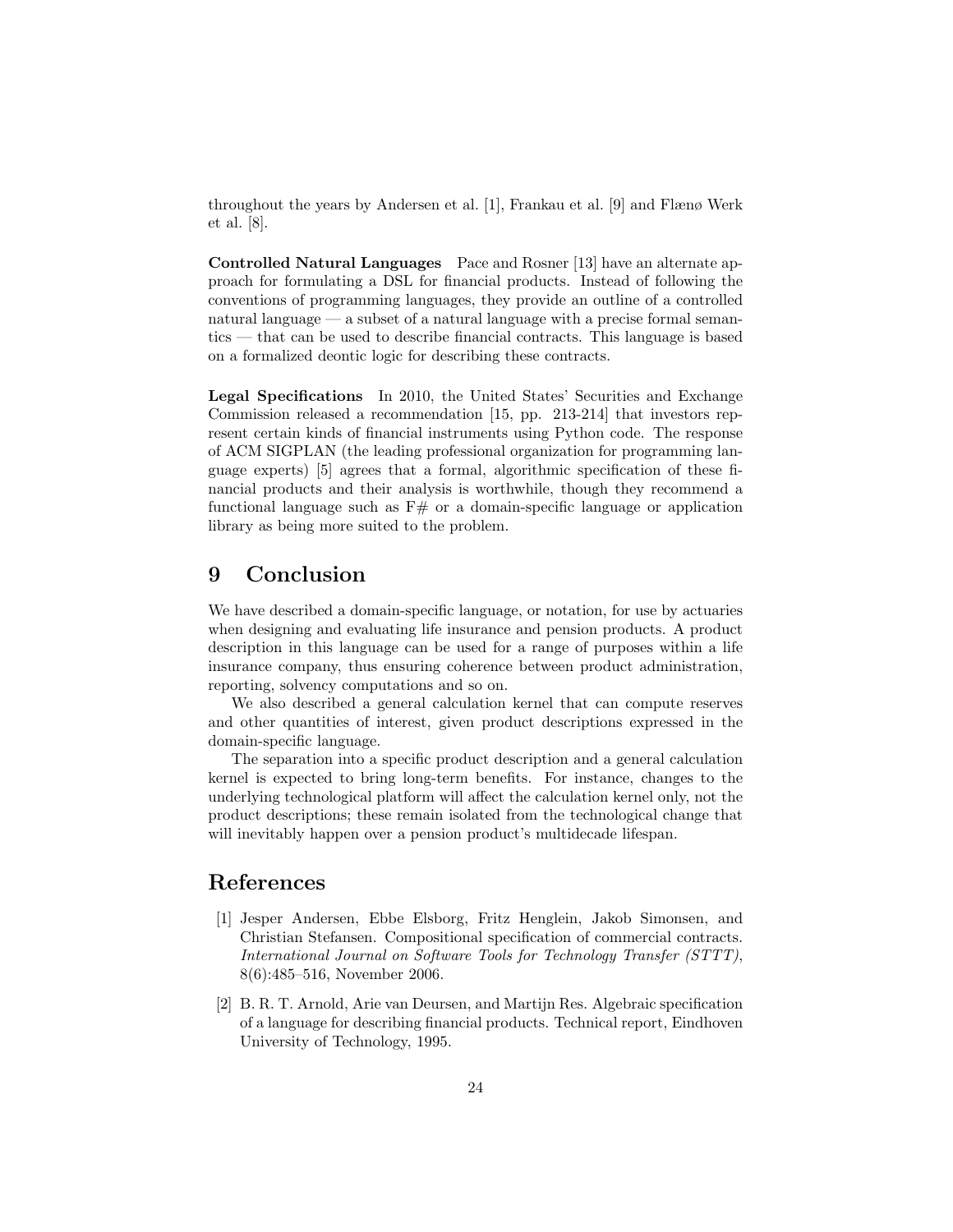throughout the years by Andersen et al. [1], Frankau et al. [9] and Flænø Werk et al. [8].

**Controlled Natural Languages** Pace and Rosner [13] have an alternate approach for formulating a DSL for financial products. Instead of following the conventions of programming languages, they provide an outline of a controlled natural language — a subset of a natural language with a precise formal semantics — that can be used to describe financial contracts. This language is based on a formalized deontic logic for describing these contracts.

**Legal Specifications** In 2010, the United States' Securities and Exchange Commission released a recommendation [15, pp. 213-214] that investors represent certain kinds of financial instruments using Python code. The response of ACM SIGPLAN (the leading professional organization for programming language experts) [5] agrees that a formal, algorithmic specification of these financial products and their analysis is worthwhile, though they recommend a functional language such as F# or a domain-specific language or application library as being more suited to the problem.

# 9 Conclusion

We have described a domain-specific language, or notation, for use by actuaries when designing and evaluating life insurance and pension products. A product description in this language can be used for a range of purposes within a life insurance company, thus ensuring coherence between product administration, reporting, solvency computations and so on.

We also described a general calculation kernel that can compute reserves and other quantities of interest, given product descriptions expressed in the domain-specific language.

The separation into a specific product description and a general calculation kernel is expected to bring long-term benefits. For instance, changes to the underlying technological platform will affect the calculation kernel only, not the product descriptions; these remain isolated from the technological change that will inevitably happen over a pension product's multidecade lifespan.

# References

[1] Jesper Andersen, Ebbe Elsborg, Fritz Henglein, Jakob Simonsen, and Christian Stefansen. Compositional specification of commercial contracts. *International Journal on Software Tools for Technology Transfer (STTT)*, 8(6):485–516, November 2006.

[2] B. R. T. Arnold, Arie van Deursen, and Martijn Res. Algebraic specification of a language for describing financial products. Technical report, Eindhoven University of Technology, 1995.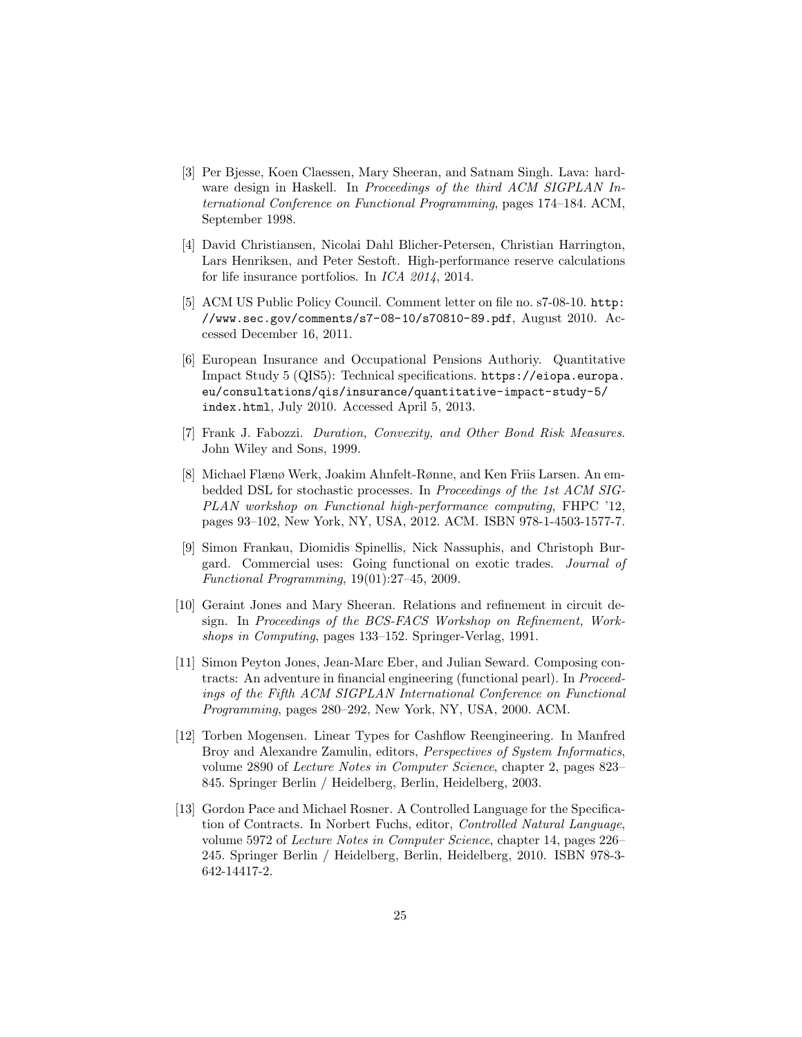[3] Per Bjesse, Koen Claessen, Mary Sheeran, and Satnam Singh. Lava: hardware design in Haskell. In *Proceedings of the third ACM SIGPLAN International Conference on Functional Programming*, pages 174–184. ACM, September 1998.

[4] David Christiansen, Nicolai Dahl Blicher-Petersen, Christian Harrington, Lars Henriksen, and Peter Sestoft. High-performance reserve calculations for life insurance portfolios. In *ICA 2014*, 2014.

[5] ACM US Public Policy Council. Comment letter on file no. s7-08-10. `http://www.sec.gov/comments/s7-08-10/s70810-89.pdf`, August 2010. Accessed December 16, 2011.

[6] European Insurance and Occupational Pensions Authoriy. Quantitative Impact Study 5 (QIS5): Technical specifications. `https://eiopa.europa.eu/consultations/qis/insurance/quantitative-impact-study-5/index.html`, July 2010. Accessed April 5, 2013.

[7] Frank J. Fabozzi. *Duration, Convexity, and Other Bond Risk Measures.* John Wiley and Sons, 1999.

[8] Michael Flænø Werk, Joakim Ahnfelt-Rønne, and Ken Friis Larsen. An embedded DSL for stochastic processes. In *Proceedings of the 1st ACM SIGPLAN workshop on Functional high-performance computing*, FHPC '12, pages 93–102, New York, NY, USA, 2012. ACM. ISBN 978-1-4503-1577-7.

[9] Simon Frankau, Diomidis Spinellis, Nick Nassuphis, and Christoph Burgard. Commercial uses: Going functional on exotic trades. *Journal of Functional Programming*, 19(01):27–45, 2009.

[10] Geraint Jones and Mary Sheeran. Relations and refinement in circuit design. In *Proceedings of the BCS-FACS Workshop on Refinement, Workshops in Computing*, pages 133–152. Springer-Verlag, 1991.

[11] Simon Peyton Jones, Jean-Marc Eber, and Julian Seward. Composing contracts: An adventure in financial engineering (functional pearl). In *Proceedings of the Fifth ACM SIGPLAN International Conference on Functional Programming*, pages 280–292, New York, NY, USA, 2000. ACM.

[12] Torben Mogensen. Linear Types for Cashflow Reengineering. In Manfred Broy and Alexandre Zamulin, editors, *Perspectives of System Informatics*, volume 2890 of *Lecture Notes in Computer Science*, chapter 2, pages 823–845. Springer Berlin / Heidelberg, Berlin, Heidelberg, 2003.

[13] Gordon Pace and Michael Rosner. A Controlled Language for the Specification of Contracts. In Norbert Fuchs, editor, *Controlled Natural Language*, volume 5972 of *Lecture Notes in Computer Science*, chapter 14, pages 226–245. Springer Berlin / Heidelberg, Berlin, Heidelberg, 2010. ISBN 978-3-642-14417-2.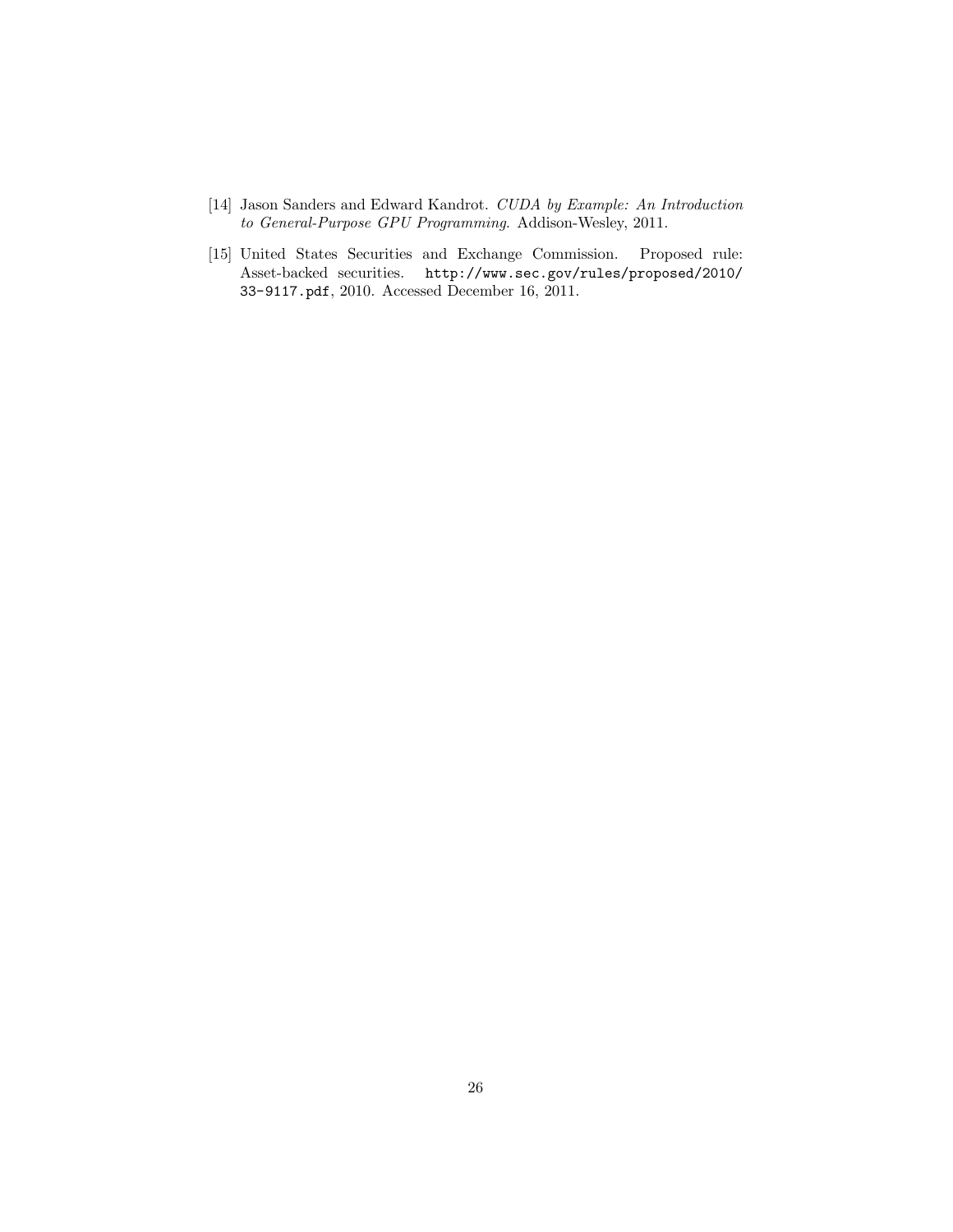[14] Jason Sanders and Edward Kandrot. *CUDA by Example: An Introduction to General-Purpose GPU Programming*. Addison-Wesley, 2011.

[15] United States Securities and Exchange Commission. Proposed rule: Asset-backed securities. `http://www.sec.gov/rules/proposed/2010/33-9117.pdf`, 2010. Accessed December 16, 2011.